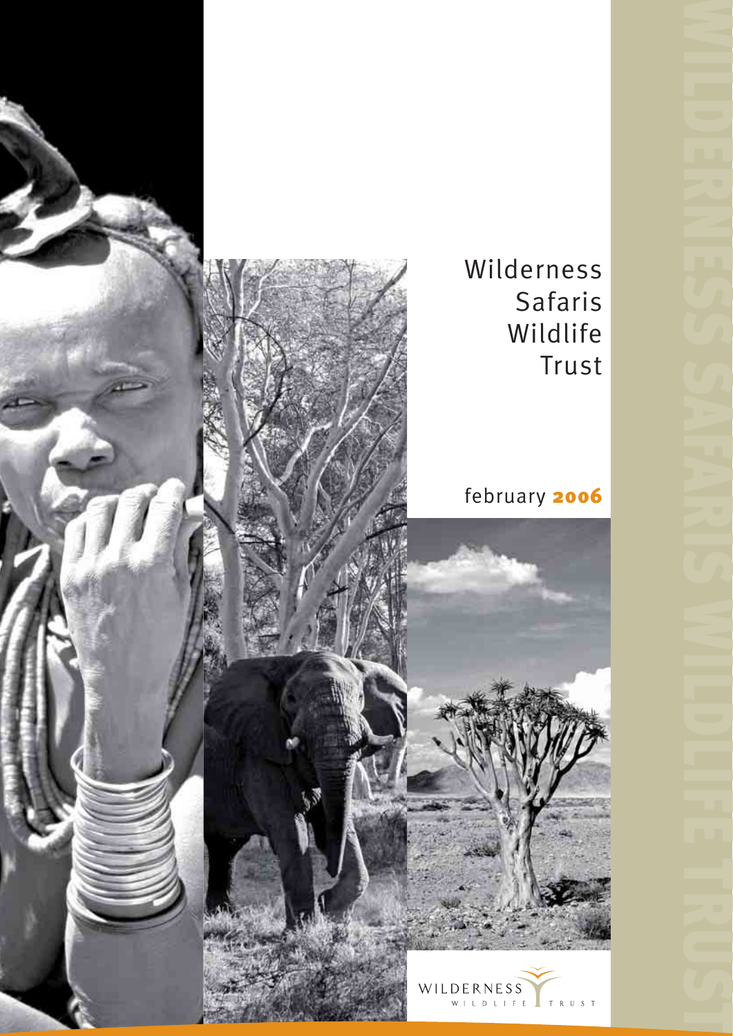# Wilderness Safaris Wildlife Trust

february **2006**

WILDERNESS WILDLIFE TRUST

WILDERNESS SAFARIS WILDLIFE TRUST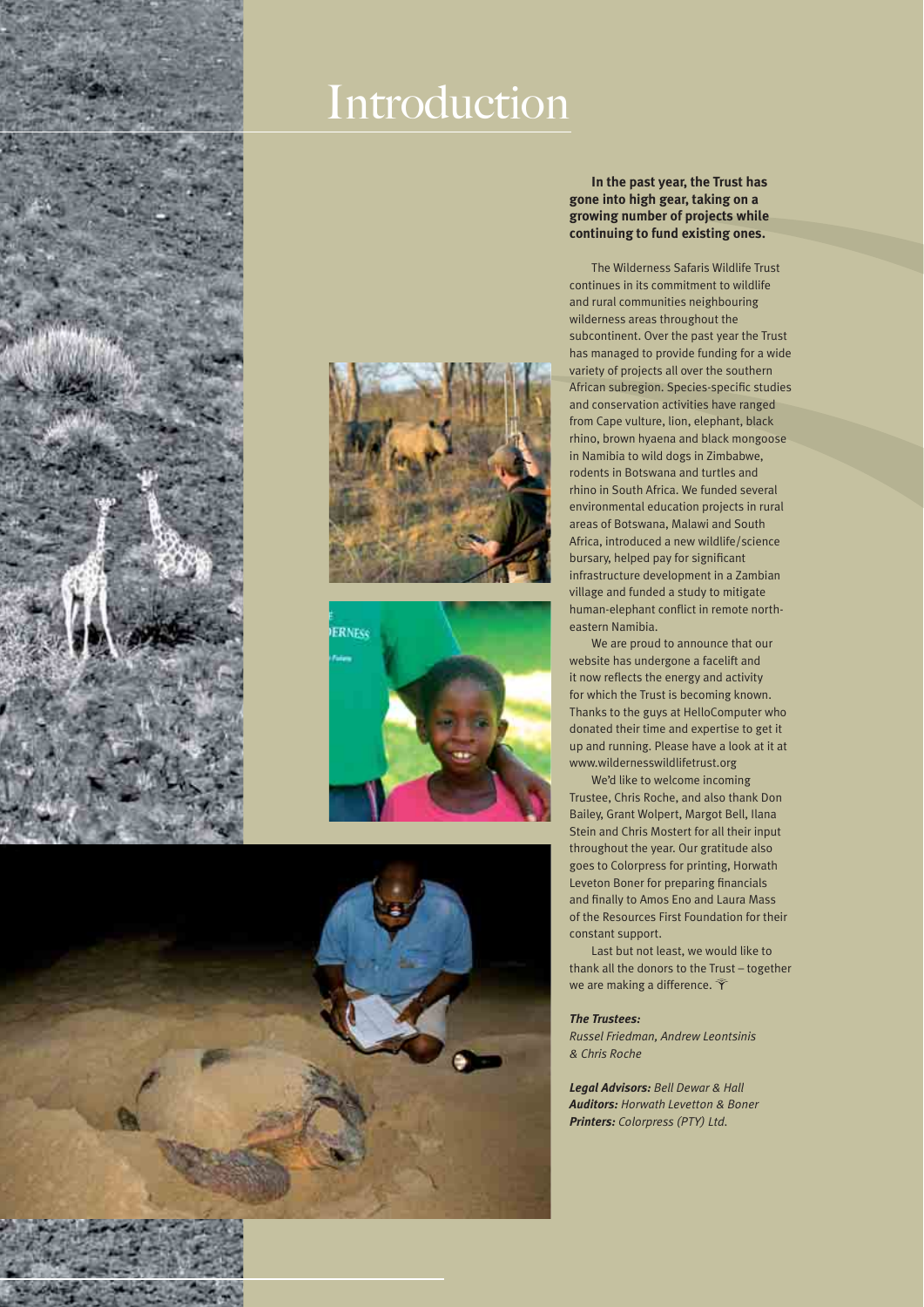# Introduction

**In the past year, the Trust has gone into high gear, taking on a growing number of projects while continuing to fund existing ones.**

The Wilderness Safaris Wildlife Trust continues in its commitment to wildlife and rural communities neighbouring wilderness areas throughout the subcontinent. Over the past year the Trust has managed to provide funding for a wide variety of projects all over the southern African subregion. Species-specific studies and conservation activities have ranged from Cape vulture, lion, elephant, black rhino, brown hyaena and black mongoose in Namibia to wild dogs in Zimbabwe, rodents in Botswana and turtles and rhino in South Africa. We funded several environmental education projects in rural areas of Botswana, Malawi and South Africa, introduced a new wildlife/science bursary, helped pay for significant infrastructure development in a Zambian village and funded a study to mitigate human-elephant conflict in remote north-eastern Namibia.

We are proud to announce that our website has undergone a facelift and it now reflects the energy and activity for which the Trust is becoming known. Thanks to the guys at HelloComputer who donated their time and expertise to get it up and running. Please have a look at it at www.wildernesswildlifetrust.org

We'd like to welcome incoming Trustee, Chris Roche, and also thank Don Bailey, Grant Wolpert, Margot Bell, Ilana Stein and Chris Mostert for all their input throughout the year. Our gratitude also goes to Colorpress for printing, Horwath Leveton Boner for preparing financials and finally to Amos Eno and Laura Mass of the Resources First Foundation for their constant support.

Last but not least, we would like to thank all the donors to the Trust – together we are making a difference.

***The Trustees:***
*Russel Friedman, Andrew Leontsinis & Chris Roche*

***Legal Advisors:*** *Bell Dewar & Hall*
***Auditors:*** *Horwath Levetton & Boner*
***Printers:*** *Colorpress (PTY) Ltd.*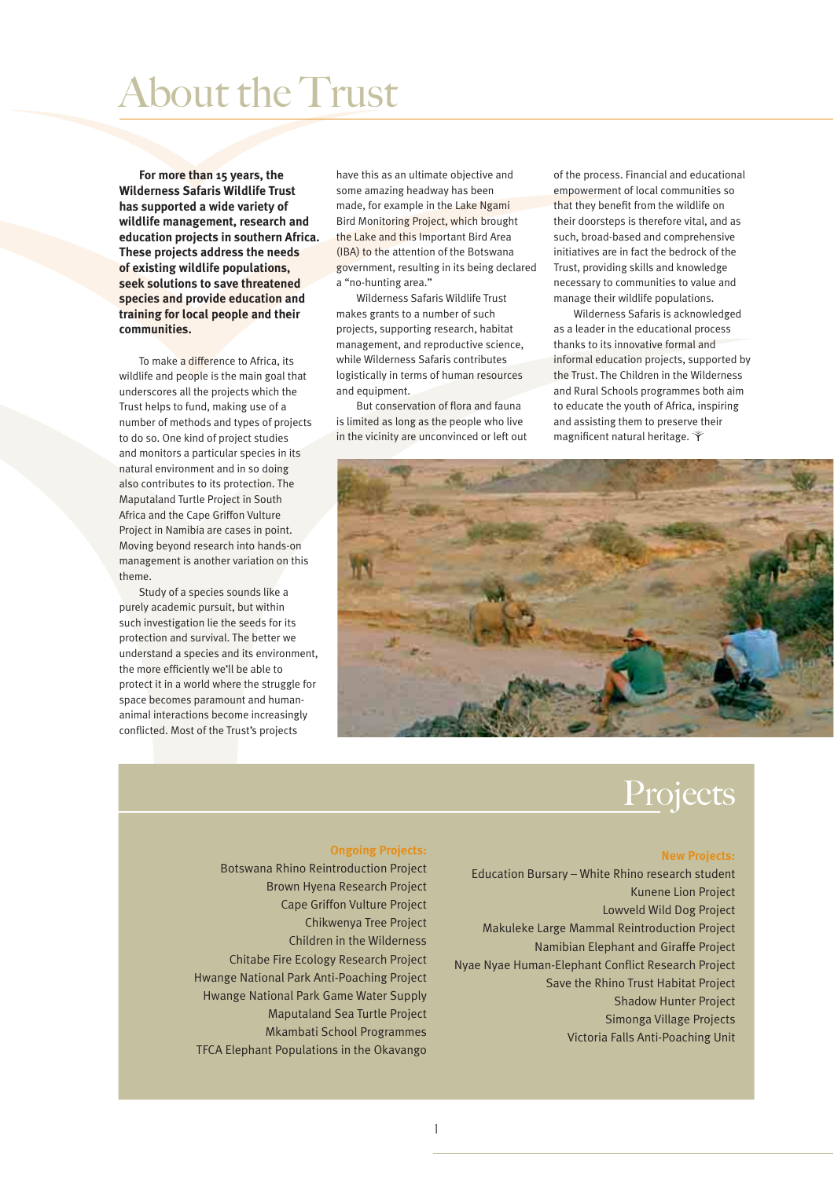# About the Trust

**For more than 15 years, the Wilderness Safaris Wildlife Trust has supported a wide variety of wildlife management, research and education projects in southern Africa. These projects address the needs of existing wildlife populations, seek solutions to save threatened species and provide education and training for local people and their communities.**

To make a difference to Africa, its wildlife and people is the main goal that underscores all the projects which the Trust helps to fund, making use of a number of methods and types of projects to do so. One kind of project studies and monitors a particular species in its natural environment and in so doing also contributes to its protection. The Maputaland Turtle Project in South Africa and the Cape Griffon Vulture Project in Namibia are cases in point. Moving beyond research into hands-on management is another variation on this theme.

Study of a species sounds like a purely academic pursuit, but within such investigation lie the seeds for its protection and survival. The better we understand a species and its environment, the more efficiently we'll be able to protect it in a world where the struggle for space becomes paramount and human-animal interactions become increasingly conflicted. Most of the Trust's projects have this as an ultimate objective and some amazing headway has been made, for example in the Lake Ngami Bird Monitoring Project, which brought the Lake and this Important Bird Area (IBA) to the attention of the Botswana government, resulting in its being declared a "no-hunting area."

Wilderness Safaris Wildlife Trust makes grants to a number of such projects, supporting research, habitat management, and reproductive science, while Wilderness Safaris contributes logistically in terms of human resources and equipment.

But conservation of flora and fauna is limited as long as the people who live in the vicinity are unconvinced or left out of the process. Financial and educational empowerment of local communities so that they benefit from the wildlife on their doorsteps is therefore vital, and as such, broad-based and comprehensive initiatives are in fact the bedrock of the Trust, providing skills and knowledge necessary to communities to value and manage their wildlife populations.

Wilderness Safaris is acknowledged as a leader in the educational process thanks to its innovative formal and informal education projects, supported by the Trust. The Children in the Wilderness and Rural Schools programmes both aim to educate the youth of Africa, inspiring and assisting them to preserve their magnificent natural heritage.

## Projects

### Ongoing Projects:

- Botswana Rhino Reintroduction Project
- Brown Hyena Research Project
- Cape Griffon Vulture Project
- Chikwenya Tree Project
- Children in the Wilderness
- Chitabe Fire Ecology Research Project
- Hwange National Park Anti-Poaching Project
- Hwange National Park Game Water Supply
- Maputaland Sea Turtle Project
- Mkambati School Programmes
- TFCA Elephant Populations in the Okavango

### New Projects:

- Education Bursary – White Rhino research student
- Kunene Lion Project
- Lowveld Wild Dog Project
- Makuleke Large Mammal Reintroduction Project
- Namibian Elephant and Giraffe Project
- Nyae Nyae Human-Elephant Conflict Research Project
- Save the Rhino Trust Habitat Project
- Shadow Hunter Project
- Simonga Village Projects
- Victoria Falls Anti-Poaching Unit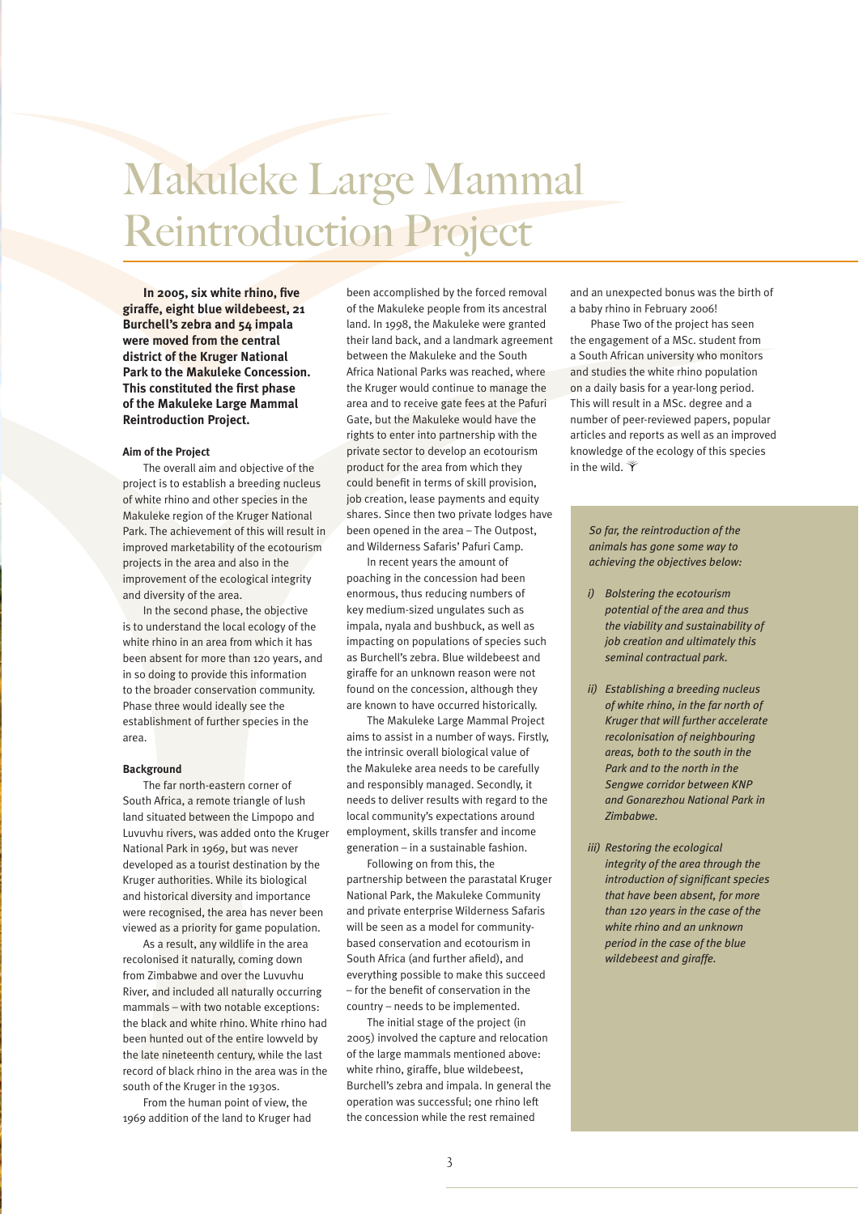# Makuleke Large Mammal Reintroduction Project

**In 2005, six white rhino, five giraffe, eight blue wildebeest, 21 Burchell's zebra and 54 impala were moved from the central district of the Kruger National Park to the Makuleke Concession. This constituted the first phase of the Makuleke Large Mammal Reintroduction Project.**

#### Aim of the Project

The overall aim and objective of the project is to establish a breeding nucleus of white rhino and other species in the Makuleke region of the Kruger National Park. The achievement of this will result in improved marketability of the ecotourism projects in the area and also in the improvement of the ecological integrity and diversity of the area.

In the second phase, the objective is to understand the local ecology of the white rhino in an area from which it has been absent for more than 120 years, and in so doing to provide this information to the broader conservation community. Phase three would ideally see the establishment of further species in the area.

#### Background

The far north-eastern corner of South Africa, a remote triangle of lush land situated between the Limpopo and Luvuvhu rivers, was added onto the Kruger National Park in 1969, but was never developed as a tourist destination by the Kruger authorities. While its biological and historical diversity and importance were recognised, the area has never been viewed as a priority for game population.

As a result, any wildlife in the area recolonised it naturally, coming down from Zimbabwe and over the Luvuvhu River, and included all naturally occurring mammals – with two notable exceptions: the black and white rhino. White rhino had been hunted out of the entire lowveld by the late nineteenth century, while the last record of black rhino in the area was in the south of the Kruger in the 1930s.

From the human point of view, the 1969 addition of the land to Kruger had been accomplished by the forced removal of the Makuleke people from its ancestral land. In 1998, the Makuleke were granted their land back, and a landmark agreement between the Makuleke and the South Africa National Parks was reached, where the Kruger would continue to manage the area and to receive gate fees at the Pafuri Gate, but the Makuleke would have the rights to enter into partnership with the private sector to develop an ecotourism product for the area from which they could benefit in terms of skill provision, job creation, lease payments and equity shares. Since then two private lodges have been opened in the area – The Outpost, and Wilderness Safaris' Pafuri Camp.

In recent years the amount of poaching in the concession had been enormous, thus reducing numbers of key medium-sized ungulates such as impala, nyala and bushbuck, as well as impacting on populations of species such as Burchell's zebra. Blue wildebeest and giraffe for an unknown reason were not found on the concession, although they are known to have occurred historically.

The Makuleke Large Mammal Project aims to assist in a number of ways. Firstly, the intrinsic overall biological value of the Makuleke area needs to be carefully and responsibly managed. Secondly, it needs to deliver results with regard to the local community's expectations around employment, skills transfer and income generation – in a sustainable fashion.

Following on from this, the partnership between the parastatal Kruger National Park, the Makuleke Community and private enterprise Wilderness Safaris will be seen as a model for community-based conservation and ecotourism in South Africa (and further afield), and everything possible to make this succeed – for the benefit of conservation in the country – needs to be implemented.

The initial stage of the project (in 2005) involved the capture and relocation of the large mammals mentioned above: white rhino, giraffe, blue wildebeest, Burchell's zebra and impala. In general the operation was successful; one rhino left the concession while the rest remained and an unexpected bonus was the birth of a baby rhino in February 2006!

Phase Two of the project has seen the engagement of a MSc. student from a South African university who monitors and studies the white rhino population on a daily basis for a year-long period. This will result in a MSc. degree and a number of peer-reviewed papers, popular articles and reports as well as an improved knowledge of the ecology of this species in the wild.

*So far, the reintroduction of the animals has gone some way to achieving the objectives below:*

*i) Bolstering the ecotourism potential of the area and thus the viability and sustainability of job creation and ultimately this seminal contractual park.*

*ii) Establishing a breeding nucleus of white rhino, in the far north of Kruger that will further accelerate recolonisation of neighbouring areas, both to the south in the Park and to the north in the Sengwe corridor between KNP and Gonarezhou National Park in Zimbabwe.*

*iii) Restoring the ecological integrity of the area through the introduction of significant species that have been absent, for more than 120 years in the case of the white rhino and an unknown period in the case of the blue wildebeest and giraffe.*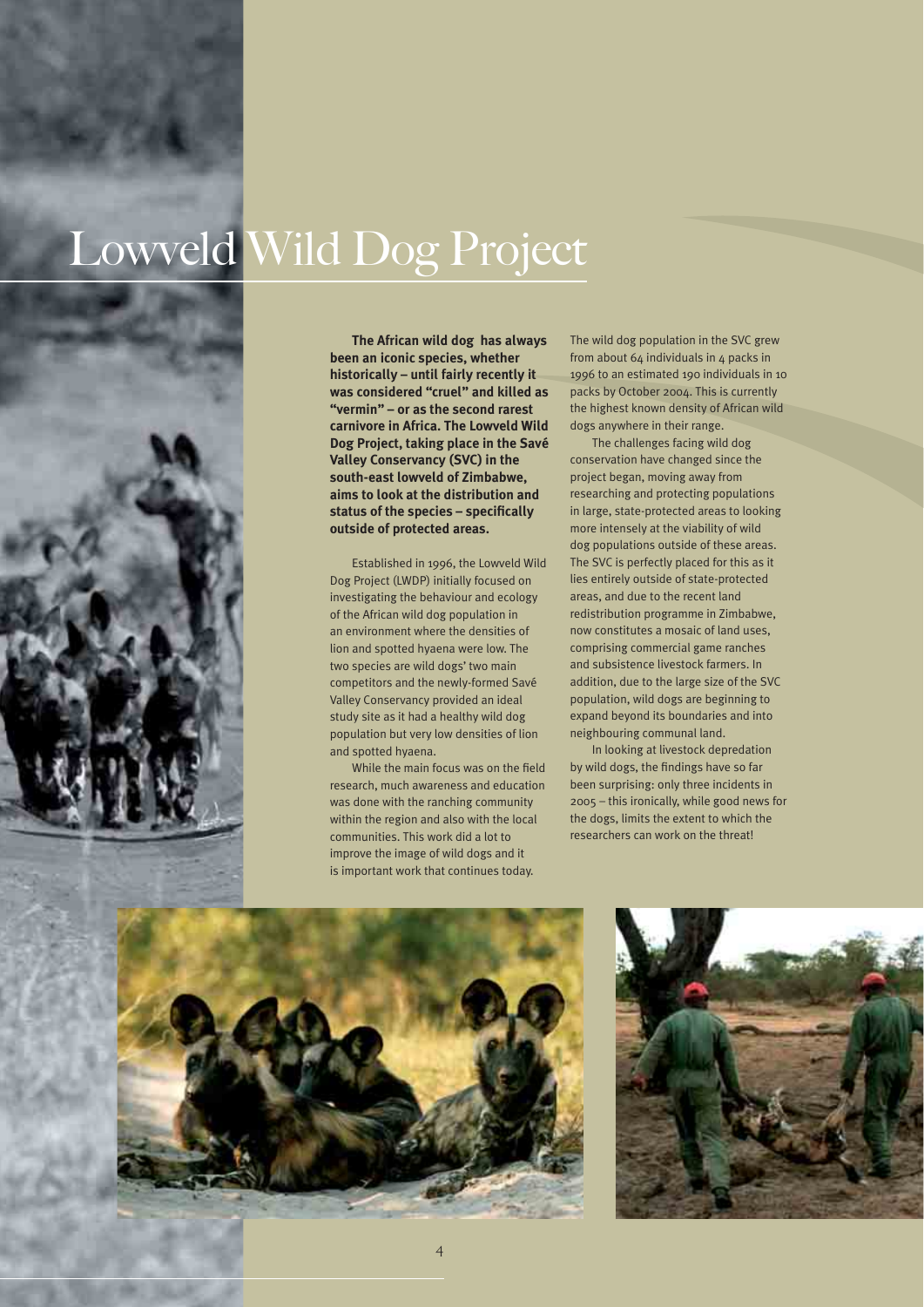# Lowveld Wild Dog Project

**The African wild dog has always been an iconic species, whether historically – until fairly recently it was considered "cruel" and killed as "vermin" – or as the second rarest carnivore in Africa. The Lowveld Wild Dog Project, taking place in the Savé Valley Conservancy (SVC) in the south-east lowveld of Zimbabwe, aims to look at the distribution and status of the species – specifically outside of protected areas.**

Established in 1996, the Lowveld Wild Dog Project (LWDP) initially focused on investigating the behaviour and ecology of the African wild dog population in an environment where the densities of lion and spotted hyaena were low. The two species are wild dogs' two main competitors and the newly-formed Savé Valley Conservancy provided an ideal study site as it had a healthy wild dog population but very low densities of lion and spotted hyaena.

While the main focus was on the field research, much awareness and education was done with the ranching community within the region and also with the local communities. This work did a lot to improve the image of wild dogs and it is important work that continues today.

The wild dog population in the SVC grew from about 64 individuals in 4 packs in 1996 to an estimated 190 individuals in 10 packs by October 2004. This is currently the highest known density of African wild dogs anywhere in their range.

The challenges facing wild dog conservation have changed since the project began, moving away from researching and protecting populations in large, state-protected areas to looking more intensely at the viability of wild dog populations outside of these areas. The SVC is perfectly placed for this as it lies entirely outside of state-protected areas, and due to the recent land redistribution programme in Zimbabwe, now constitutes a mosaic of land uses, comprising commercial game ranches and subsistence livestock farmers. In addition, due to the large size of the SVC population, wild dogs are beginning to expand beyond its boundaries and into neighbouring communal land.

In looking at livestock depredation by wild dogs, the findings have so far been surprising: only three incidents in 2005 – this ironically, while good news for the dogs, limits the extent to which the researchers can work on the threat!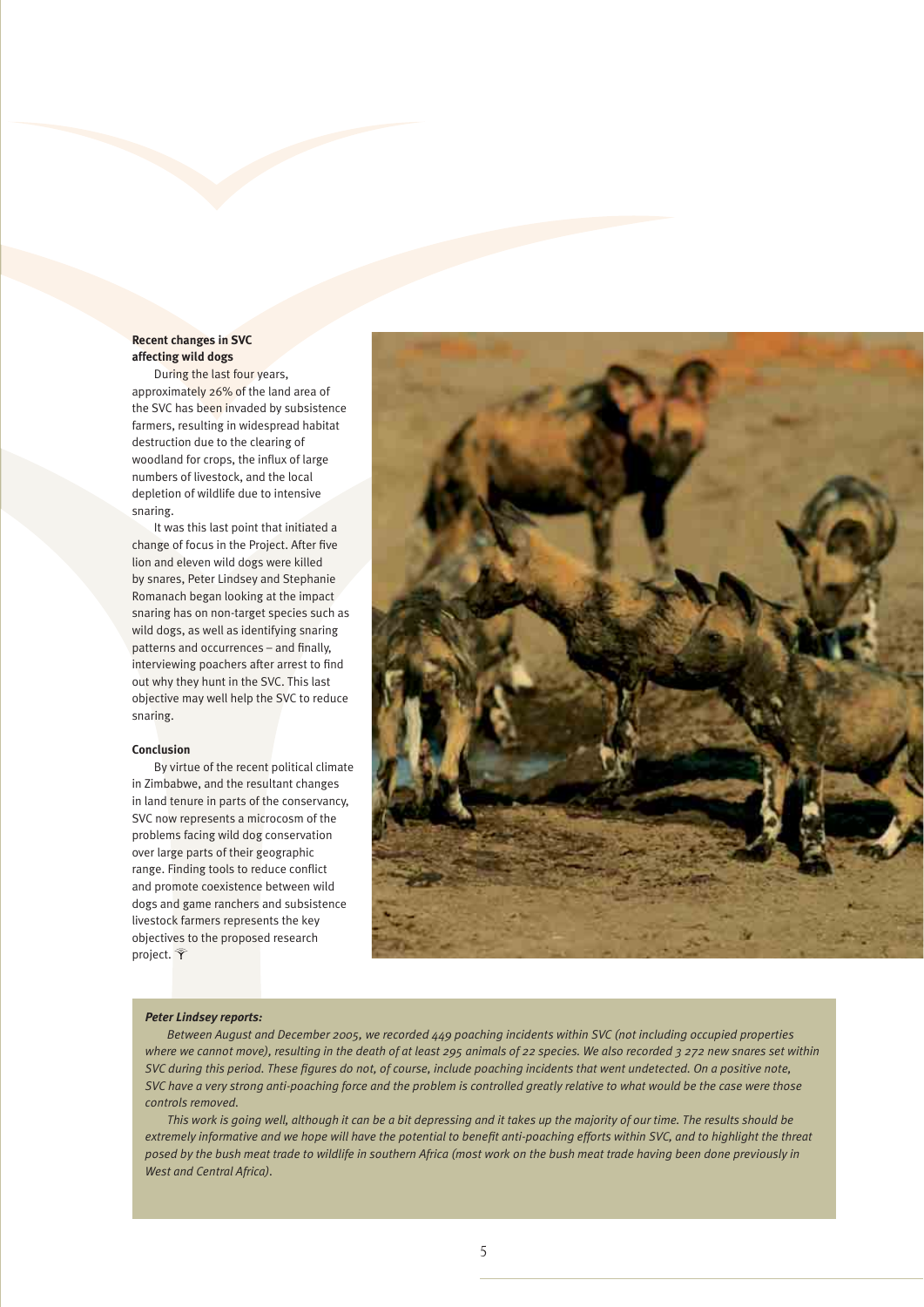### Recent changes in SVC affecting wild dogs

During the last four years, approximately 26% of the land area of the SVC has been invaded by subsistence farmers, resulting in widespread habitat destruction due to the clearing of woodland for crops, the influx of large numbers of livestock, and the local depletion of wildlife due to intensive snaring.

It was this last point that initiated a change of focus in the Project. After five lion and eleven wild dogs were killed by snares, Peter Lindsey and Stephanie Romanach began looking at the impact snaring has on non-target species such as wild dogs, as well as identifying snaring patterns and occurrences – and finally, interviewing poachers after arrest to find out why they hunt in the SVC. This last objective may well help the SVC to reduce snaring.

### Conclusion

By virtue of the recent political climate in Zimbabwe, and the resultant changes in land tenure in parts of the conservancy, SVC now represents a microcosm of the problems facing wild dog conservation over large parts of their geographic range. Finding tools to reduce conflict and promote coexistence between wild dogs and game ranchers and subsistence livestock farmers represents the key objectives to the proposed research project.

***Peter Lindsey reports:***

*Between August and December 2005, we recorded 449 poaching incidents within SVC (not including occupied properties where we cannot move), resulting in the death of at least 295 animals of 22 species. We also recorded 3 272 new snares set within SVC during this period. These figures do not, of course, include poaching incidents that went undetected. On a positive note, SVC have a very strong anti-poaching force and the problem is controlled greatly relative to what would be the case were those controls removed.*

*This work is going well, although it can be a bit depressing and it takes up the majority of our time. The results should be extremely informative and we hope will have the potential to benefit anti-poaching efforts within SVC, and to highlight the threat posed by the bush meat trade to wildlife in southern Africa (most work on the bush meat trade having been done previously in West and Central Africa).*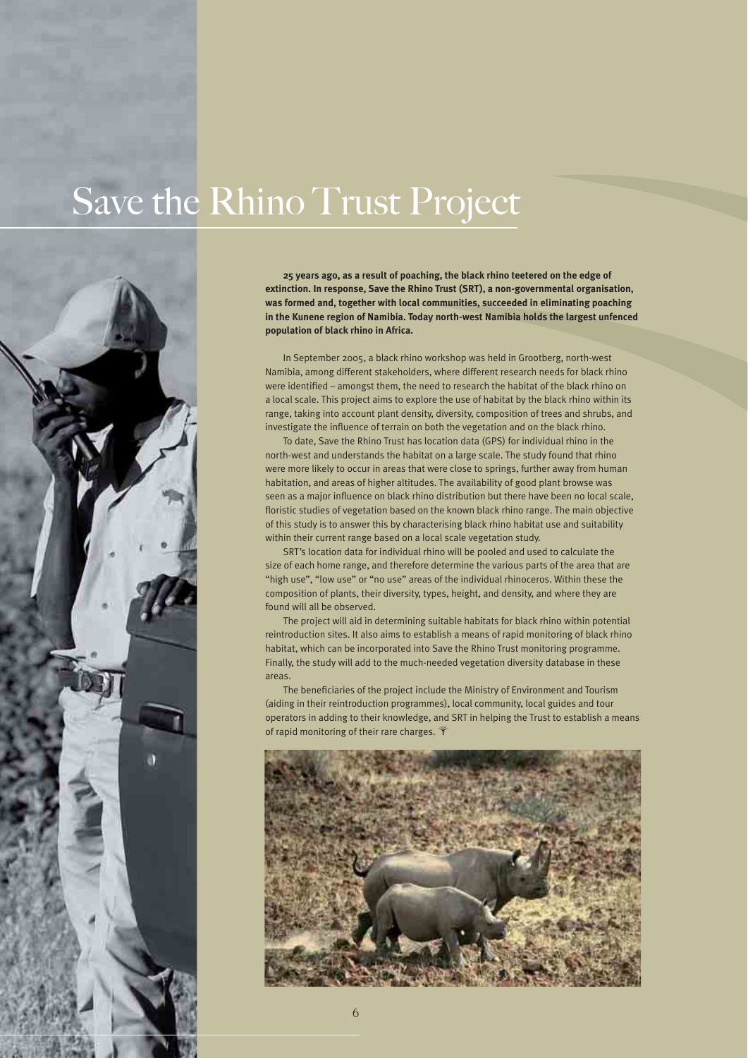# Save the Rhino Trust Project

**25 years ago, as a result of poaching, the black rhino teetered on the edge of extinction. In response, Save the Rhino Trust (SRT), a non-governmental organisation, was formed and, together with local communities, succeeded in eliminating poaching in the Kunene region of Namibia. Today north-west Namibia holds the largest unfenced population of black rhino in Africa.**

In September 2005, a black rhino workshop was held in Grootberg, north-west Namibia, among different stakeholders, where different research needs for black rhino were identified – amongst them, the need to research the habitat of the black rhino on a local scale. This project aims to explore the use of habitat by the black rhino within its range, taking into account plant density, diversity, composition of trees and shrubs, and investigate the influence of terrain on both the vegetation and on the black rhino.

To date, Save the Rhino Trust has location data (GPS) for individual rhino in the north-west and understands the habitat on a large scale. The study found that rhino were more likely to occur in areas that were close to springs, further away from human habitation, and areas of higher altitudes. The availability of good plant browse was seen as a major influence on black rhino distribution but there have been no local scale, floristic studies of vegetation based on the known black rhino range. The main objective of this study is to answer this by characterising black rhino habitat use and suitability within their current range based on a local scale vegetation study.

SRT's location data for individual rhino will be pooled and used to calculate the size of each home range, and therefore determine the various parts of the area that are "high use", "low use" or "no use" areas of the individual rhinoceros. Within these the composition of plants, their diversity, types, height, and density, and where they are found will all be observed.

The project will aid in determining suitable habitats for black rhino within potential reintroduction sites. It also aims to establish a means of rapid monitoring of black rhino habitat, which can be incorporated into Save the Rhino Trust monitoring programme. Finally, the study will add to the much-needed vegetation diversity database in these areas.

The beneficiaries of the project include the Ministry of Environment and Tourism (aiding in their reintroduction programmes), local community, local guides and tour operators in adding to their knowledge, and SRT in helping the Trust to establish a means of rapid monitoring of their rare charges.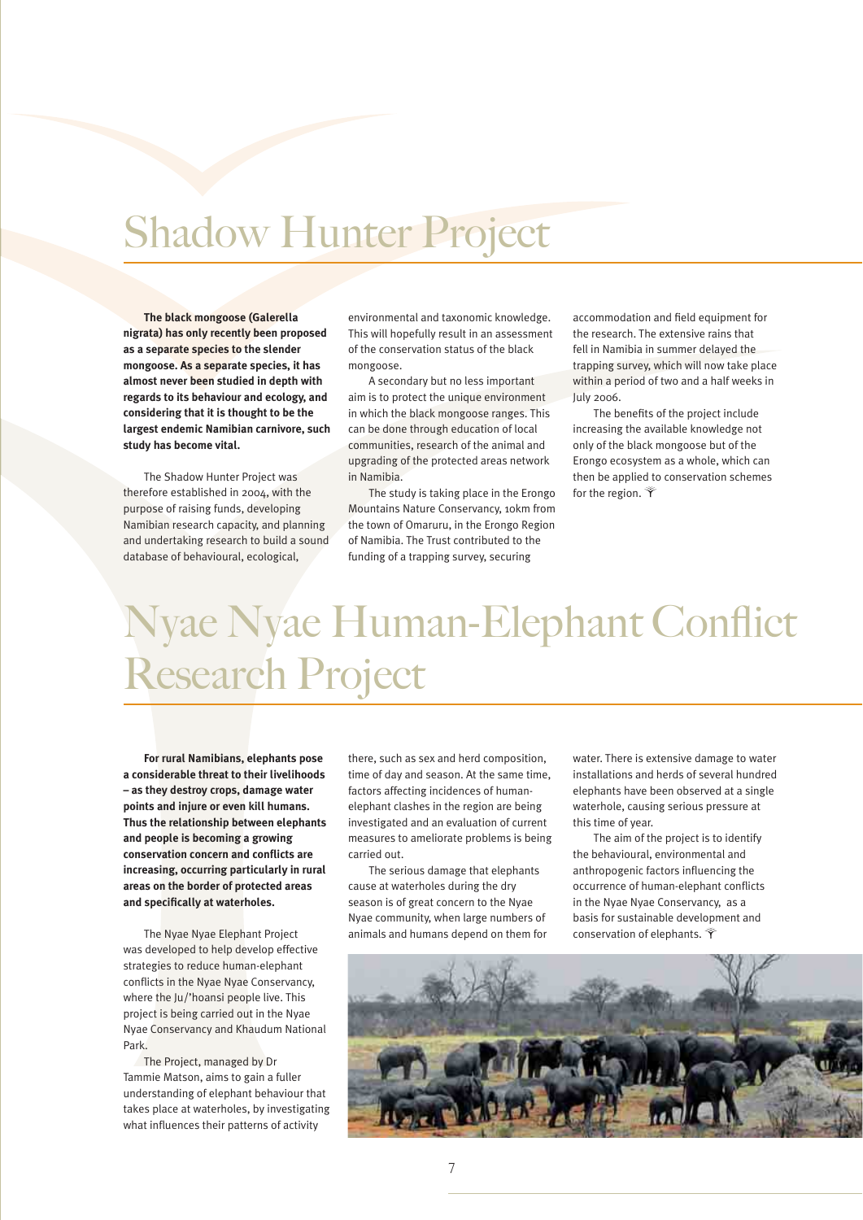# Shadow Hunter Project

**The black mongoose (Galerella nigrata) has only recently been proposed as a separate species to the slender mongoose. As a separate species, it has almost never been studied in depth with regards to its behaviour and ecology, and considering that it is thought to be the largest endemic Namibian carnivore, such study has become vital.**

The Shadow Hunter Project was therefore established in 2004, with the purpose of raising funds, developing Namibian research capacity, and planning and undertaking research to build a sound database of behavioural, ecological, environmental and taxonomic knowledge. This will hopefully result in an assessment of the conservation status of the black mongoose.

A secondary but no less important aim is to protect the unique environment in which the black mongoose ranges. This can be done through education of local communities, research of the animal and upgrading of the protected areas network in Namibia.

The study is taking place in the Erongo Mountains Nature Conservancy, 10km from the town of Omaruru, in the Erongo Region of Namibia. The Trust contributed to the funding of a trapping survey, securing accommodation and field equipment for the research. The extensive rains that fell in Namibia in summer delayed the trapping survey, which will now take place within a period of two and a half weeks in July 2006.

The benefits of the project include increasing the available knowledge not only of the black mongoose but of the Erongo ecosystem as a whole, which can then be applied to conservation schemes for the region.

# Nyae Nyae Human-Elephant Conflict Research Project

**For rural Namibians, elephants pose a considerable threat to their livelihoods – as they destroy crops, damage water points and injure or even kill humans. Thus the relationship between elephants and people is becoming a growing conservation concern and conflicts are increasing, occurring particularly in rural areas on the border of protected areas and specifically at waterholes.**

The Nyae Nyae Elephant Project was developed to help develop effective strategies to reduce human-elephant conflicts in the Nyae Nyae Conservancy, where the Ju/'hoansi people live. This project is being carried out in the Nyae Nyae Conservancy and Khaudum National Park.

The Project, managed by Dr Tammie Matson, aims to gain a fuller understanding of elephant behaviour that takes place at waterholes, by investigating what influences their patterns of activity there, such as sex and herd composition, time of day and season. At the same time, factors affecting incidences of human-elephant clashes in the region are being investigated and an evaluation of current measures to ameliorate problems is being carried out.

The serious damage that elephants cause at waterholes during the dry season is of great concern to the Nyae Nyae community, when large numbers of animals and humans depend on them for water. There is extensive damage to water installations and herds of several hundred elephants have been observed at a single waterhole, causing serious pressure at this time of year.

The aim of the project is to identify the behavioural, environmental and anthropogenic factors influencing the occurrence of human-elephant conflicts in the Nyae Nyae Conservancy, as a basis for sustainable development and conservation of elephants.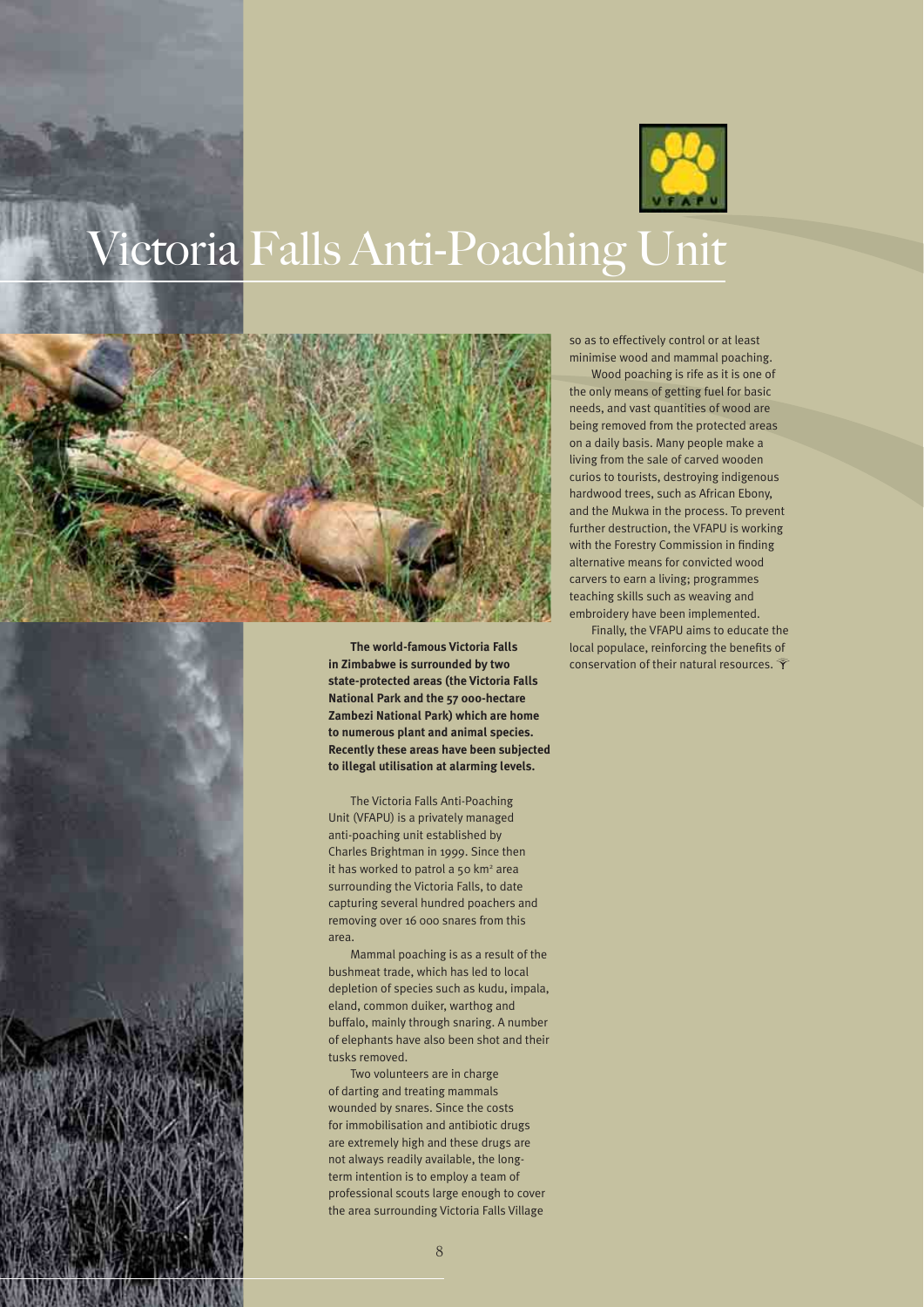# Victoria Falls Anti-Poaching Unit

**The world-famous Victoria Falls in Zimbabwe is surrounded by two state-protected areas (the Victoria Falls National Park and the 57 000-hectare Zambezi National Park) which are home to numerous plant and animal species. Recently these areas have been subjected to illegal utilisation at alarming levels.**

The Victoria Falls Anti-Poaching Unit (VFAPU) is a privately managed anti-poaching unit established by Charles Brightman in 1999. Since then it has worked to patrol a 50 km² area surrounding the Victoria Falls, to date capturing several hundred poachers and removing over 16 000 snares from this area.

Mammal poaching is as a result of the bushmeat trade, which has led to local depletion of species such as kudu, impala, eland, common duiker, warthog and buffalo, mainly through snaring. A number of elephants have also been shot and their tusks removed.

Two volunteers are in charge of darting and treating mammals wounded by snares. Since the costs for immobilisation and antibiotic drugs are extremely high and these drugs are not always readily available, the long-term intention is to employ a team of professional scouts large enough to cover the area surrounding Victoria Falls Village so as to effectively control or at least minimise wood and mammal poaching.

Wood poaching is rife as it is one of the only means of getting fuel for basic needs, and vast quantities of wood are being removed from the protected areas on a daily basis. Many people make a living from the sale of carved wooden curios to tourists, destroying indigenous hardwood trees, such as African Ebony, and the Mukwa in the process. To prevent further destruction, the VFAPU is working with the Forestry Commission in finding alternative means for convicted wood carvers to earn a living; programmes teaching skills such as weaving and embroidery have been implemented.

Finally, the VFAPU aims to educate the local populace, reinforcing the benefits of conservation of their natural resources.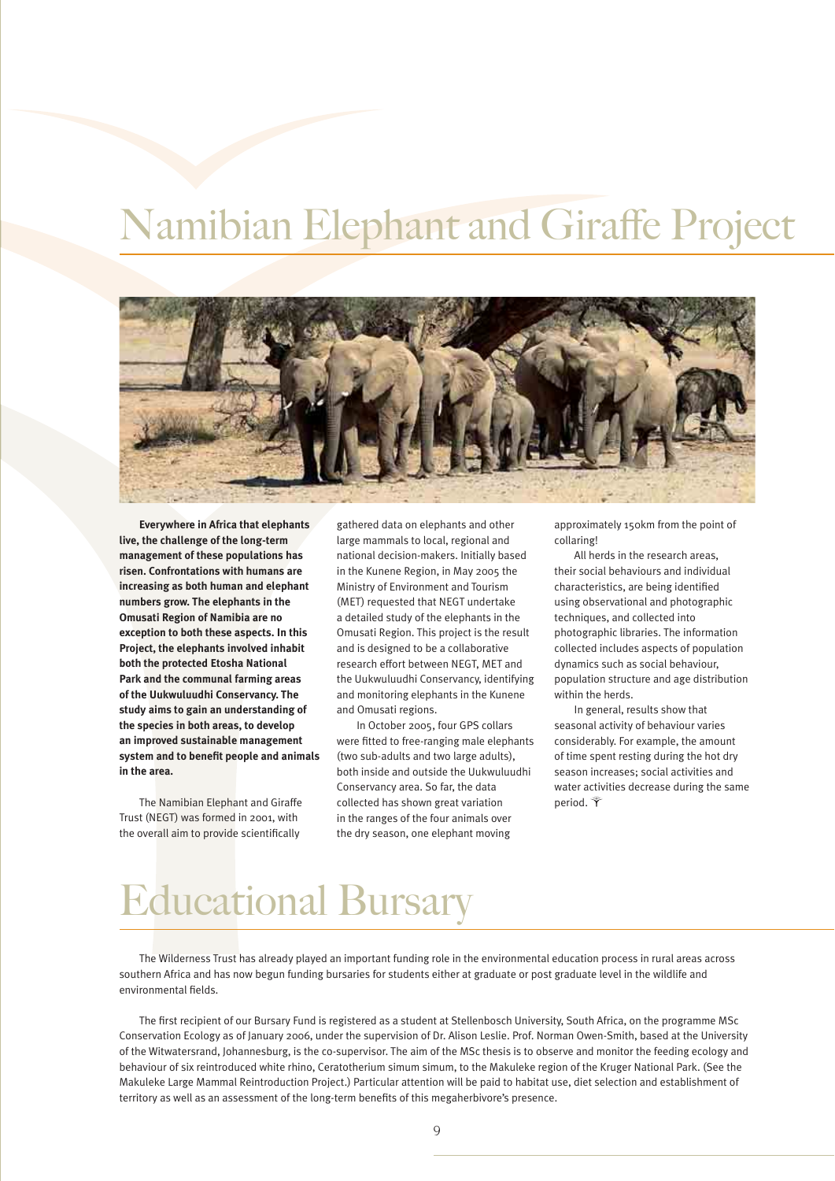# Namibian Elephant and Giraffe Project

**Everywhere in Africa that elephants live, the challenge of the long-term management of these populations has risen. Confrontations with humans are increasing as both human and elephant numbers grow. The elephants in the Omusati Region of Namibia are no exception to both these aspects. In this Project, the elephants involved inhabit both the protected Etosha National Park and the communal farming areas of the Uukwuluudhi Conservancy. The study aims to gain an understanding of the species in both areas, to develop an improved sustainable management system and to benefit people and animals in the area.**

The Namibian Elephant and Giraffe Trust (NEGT) was formed in 2001, with the overall aim to provide scientifically gathered data on elephants and other large mammals to local, regional and national decision-makers. Initially based in the Kunene Region, in May 2005 the Ministry of Environment and Tourism (MET) requested that NEGT undertake a detailed study of the elephants in the Omusati Region. This project is the result and is designed to be a collaborative research effort between NEGT, MET and the Uukwuluudhi Conservancy, identifying and monitoring elephants in the Kunene and Omusati regions.

In October 2005, four GPS collars were fitted to free-ranging male elephants (two sub-adults and two large adults), both inside and outside the Uukwuluudhi Conservancy area. So far, the data collected has shown great variation in the ranges of the four animals over the dry season, one elephant moving approximately 150km from the point of collaring!

All herds in the research areas, their social behaviours and individual characteristics, are being identified using observational and photographic techniques, and collected into photographic libraries. The information collected includes aspects of population dynamics such as social behaviour, population structure and age distribution within the herds.

In general, results show that seasonal activity of behaviour varies considerably. For example, the amount of time spent resting during the hot dry season increases; social activities and water activities decrease during the same period.

# Educational Bursary

The Wilderness Trust has already played an important funding role in the environmental education process in rural areas across southern Africa and has now begun funding bursaries for students either at graduate or post graduate level in the wildlife and environmental fields.

The first recipient of our Bursary Fund is registered as a student at Stellenbosch University, South Africa, on the programme MSc Conservation Ecology as of January 2006, under the supervision of Dr. Alison Leslie. Prof. Norman Owen-Smith, based at the University of the Witwatersrand, Johannesburg, is the co-supervisor. The aim of the MSc thesis is to observe and monitor the feeding ecology and behaviour of six reintroduced white rhino, Ceratotherium simum simum, to the Makuleke region of the Kruger National Park. (See the Makuleke Large Mammal Reintroduction Project.) Particular attention will be paid to habitat use, diet selection and establishment of territory as well as an assessment of the long-term benefits of this megaherbivore's presence.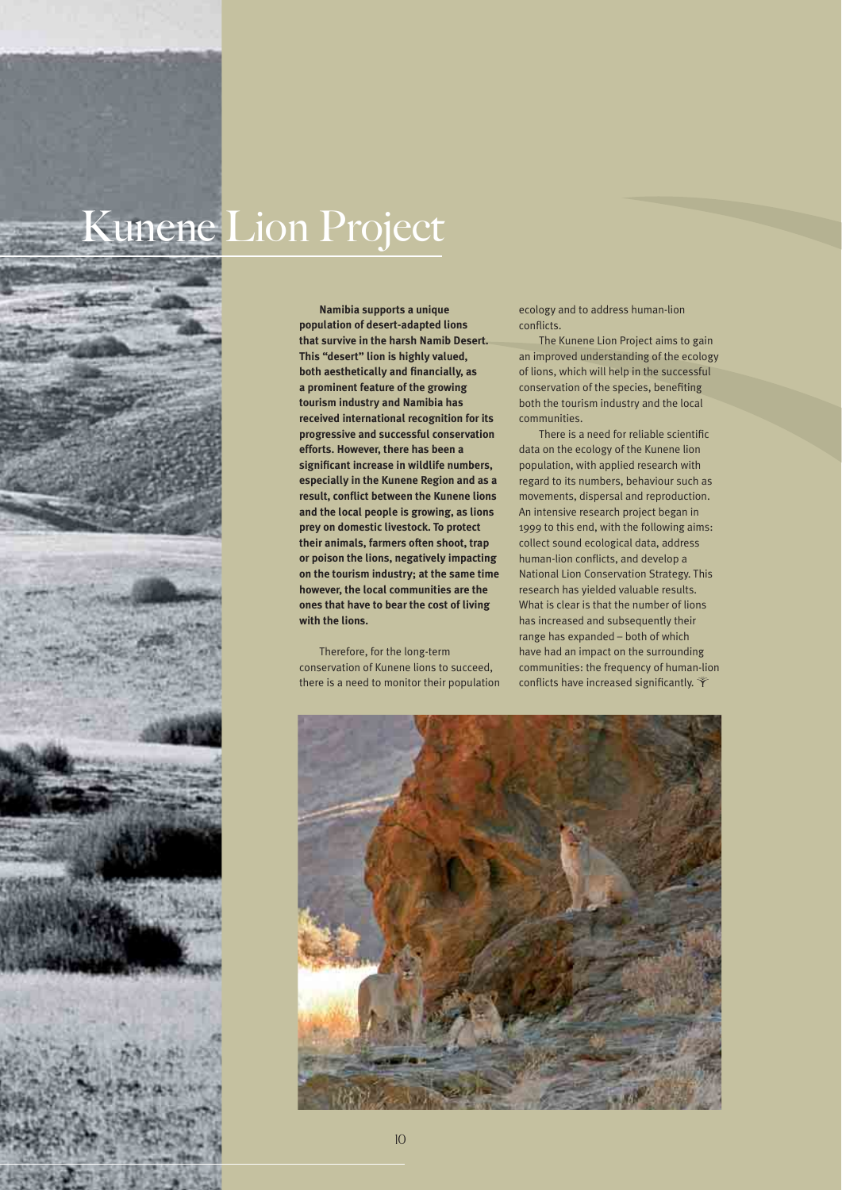# Kunene Lion Project

**Namibia supports a unique population of desert-adapted lions that survive in the harsh Namib Desert. This "desert" lion is highly valued, both aesthetically and financially, as a prominent feature of the growing tourism industry and Namibia has received international recognition for its progressive and successful conservation efforts. However, there has been a significant increase in wildlife numbers, especially in the Kunene Region and as a result, conflict between the Kunene lions and the local people is growing, as lions prey on domestic livestock. To protect their animals, farmers often shoot, trap or poison the lions, negatively impacting on the tourism industry; at the same time however, the local communities are the ones that have to bear the cost of living with the lions.**

Therefore, for the long-term conservation of Kunene lions to succeed, there is a need to monitor their population ecology and to address human-lion conflicts.

The Kunene Lion Project aims to gain an improved understanding of the ecology of lions, which will help in the successful conservation of the species, benefiting both the tourism industry and the local communities.

There is a need for reliable scientific data on the ecology of the Kunene lion population, with applied research with regard to its numbers, behaviour such as movements, dispersal and reproduction. An intensive research project began in 1999 to this end, with the following aims: collect sound ecological data, address human-lion conflicts, and develop a National Lion Conservation Strategy. This research has yielded valuable results. What is clear is that the number of lions has increased and subsequently their range has expanded – both of which have had an impact on the surrounding communities: the frequency of human-lion conflicts have increased significantly.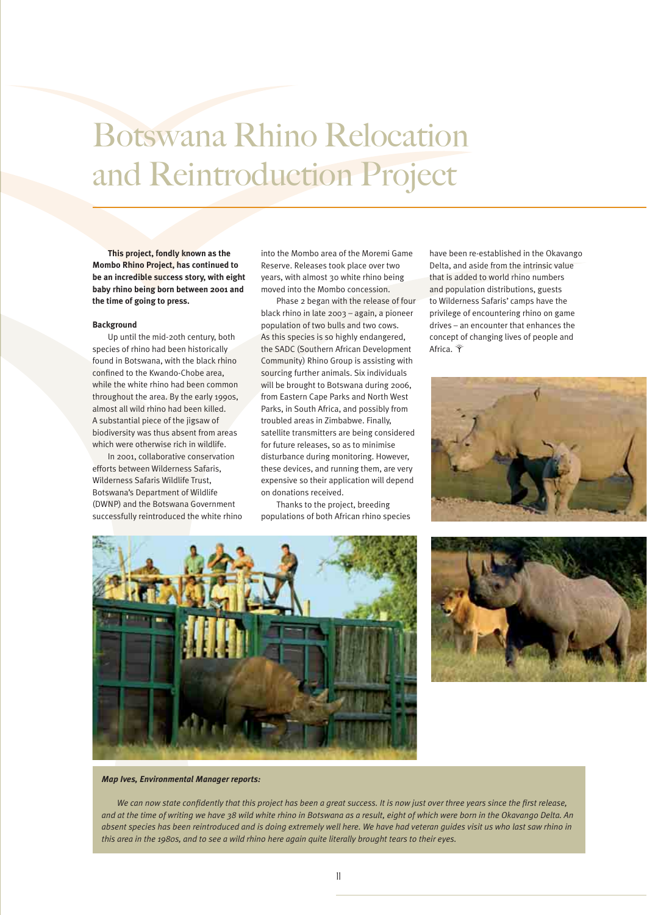# Botswana Rhino Relocation and Reintroduction Project

**This project, fondly known as the Mombo Rhino Project, has continued to be an incredible success story, with eight baby rhino being born between 2001 and the time of going to press.**

**Background**

Up until the mid-20th century, both species of rhino had been historically found in Botswana, with the black rhino confined to the Kwando-Chobe area, while the white rhino had been common throughout the area. By the early 1990s, almost all wild rhino had been killed. A substantial piece of the jigsaw of biodiversity was thus absent from areas which were otherwise rich in wildlife.

In 2001, collaborative conservation efforts between Wilderness Safaris, Wilderness Safaris Wildlife Trust, Botswana's Department of Wildlife (DWNP) and the Botswana Government successfully reintroduced the white rhino into the Mombo area of the Moremi Game Reserve. Releases took place over two years, with almost 30 white rhino being moved into the Mombo concession.

Phase 2 began with the release of four black rhino in late 2003 – again, a pioneer population of two bulls and two cows. As this species is so highly endangered, the SADC (Southern African Development Community) Rhino Group is assisting with sourcing further animals. Six individuals will be brought to Botswana during 2006, from Eastern Cape Parks and North West Parks, in South Africa, and possibly from troubled areas in Zimbabwe. Finally, satellite transmitters are being considered for future releases, so as to minimise disturbance during monitoring. However, these devices, and running them, are very expensive so their application will depend on donations received.

Thanks to the project, breeding populations of both African rhino species have been re-established in the Okavango Delta, and aside from the intrinsic value that is added to world rhino numbers and population distributions, guests to Wilderness Safaris' camps have the privilege of encountering rhino on game drives – an encounter that enhances the concept of changing lives of people and Africa.

***Map Ives, Environmental Manager reports:***

*We can now state confidently that this project has been a great success. It is now just over three years since the first release, and at the time of writing we have 38 wild white rhino in Botswana as a result, eight of which were born in the Okavango Delta. An absent species has been reintroduced and is doing extremely well here. We have had veteran guides visit us who last saw rhino in this area in the 1980s, and to see a wild rhino here again quite literally brought tears to their eyes.*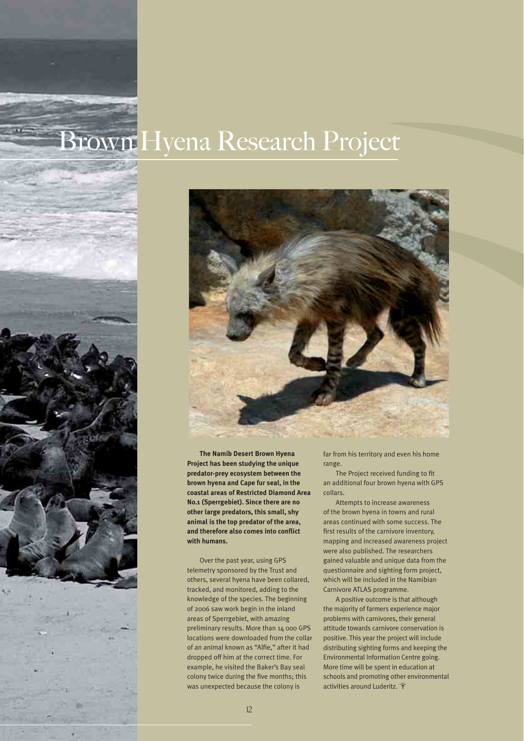# Brown Hyena Research Project

**The Namib Desert Brown Hyena Project has been studying the unique predator-prey ecosystem between the brown hyena and Cape fur seal, in the coastal areas of Restricted Diamond Area No.1 (Sperrgebiet). Since there are no other large predators, this small, shy animal is the top predator of the area, and therefore also comes into conflict with humans.**

Over the past year, using GPS telemetry sponsored by the Trust and others, several hyena have been collared, tracked, and monitored, adding to the knowledge of the species. The beginning of 2006 saw work begin in the inland areas of Sperrgebiet, with amazing preliminary results. More than 14 000 GPS locations were downloaded from the collar of an animal known as "Alfie," after it had dropped off him at the correct time. For example, he visited the Baker's Bay seal colony twice during the five months; this was unexpected because the colony is far from his territory and even his home range.

The Project received funding to fit an additional four brown hyena with GPS collars.

Attempts to increase awareness of the brown hyena in towns and rural areas continued with some success. The first results of the carnivore inventory, mapping and increased awareness project were also published. The researchers gained valuable and unique data from the questionnaire and sighting form project, which will be included in the Namibian Carnivore ATLAS programme.

A positive outcome is that although the majority of farmers experience major problems with carnivores, their general attitude towards carnivore conservation is positive. This year the project will include distributing sighting forms and keeping the Environmental Information Centre going. More time will be spent in education at schools and promoting other environmental activities around Luderitz.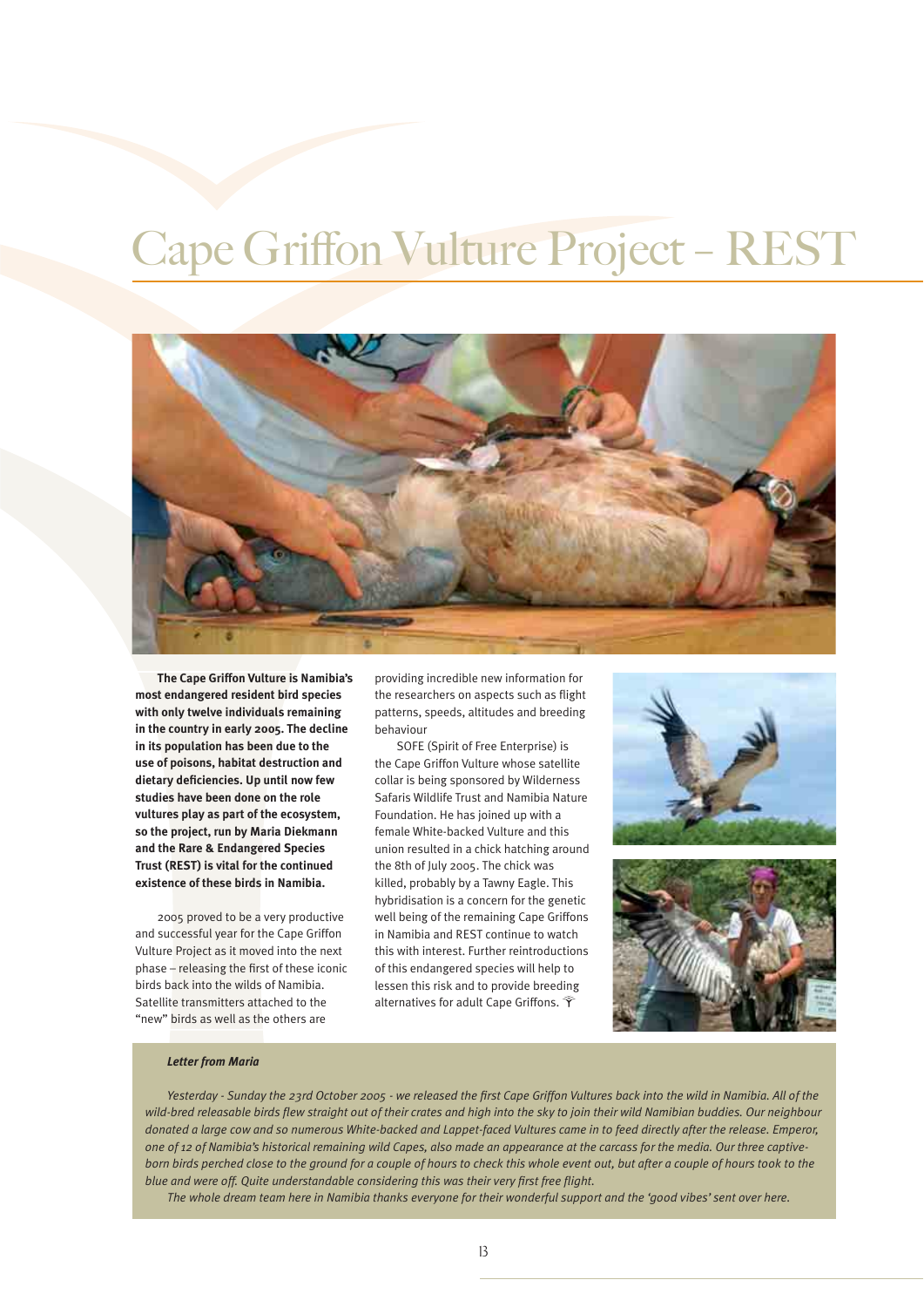# Cape Griffon Vulture Project – REST

**The Cape Griffon Vulture is Namibia's most endangered resident bird species with only twelve individuals remaining in the country in early 2005. The decline in its population has been due to the use of poisons, habitat destruction and dietary deficiencies. Up until now few studies have been done on the role vultures play as part of the ecosystem, so the project, run by Maria Diekmann and the Rare & Endangered Species Trust (REST) is vital for the continued existence of these birds in Namibia.**

2005 proved to be a very productive and successful year for the Cape Griffon Vulture Project as it moved into the next phase – releasing the first of these iconic birds back into the wilds of Namibia. Satellite transmitters attached to the "new" birds as well as the others are providing incredible new information for the researchers on aspects such as flight patterns, speeds, altitudes and breeding behaviour

SOFE (Spirit of Free Enterprise) is the Cape Griffon Vulture whose satellite collar is being sponsored by Wilderness Safaris Wildlife Trust and Namibia Nature Foundation. He has joined up with a female White-backed Vulture and this union resulted in a chick hatching around the 8th of July 2005. The chick was killed, probably by a Tawny Eagle. This hybridisation is a concern for the genetic well being of the remaining Cape Griffons in Namibia and REST continue to watch this with interest. Further reintroductions of this endangered species will help to lessen this risk and to provide breeding alternatives for adult Cape Griffons.

***Letter from Maria***

*Yesterday - Sunday the 23rd October 2005 - we released the first Cape Griffon Vultures back into the wild in Namibia. All of the wild-bred releasable birds flew straight out of their crates and high into the sky to join their wild Namibian buddies. Our neighbour donated a large cow and so numerous White-backed and Lappet-faced Vultures came in to feed directly after the release. Emperor, one of 12 of Namibia's historical remaining wild Capes, also made an appearance at the carcass for the media. Our three captive-born birds perched close to the ground for a couple of hours to check this whole event out, but after a couple of hours took to the blue and were off. Quite understandable considering this was their very first free flight.*

*The whole dream team here in Namibia thanks everyone for their wonderful support and the 'good vibes' sent over here.*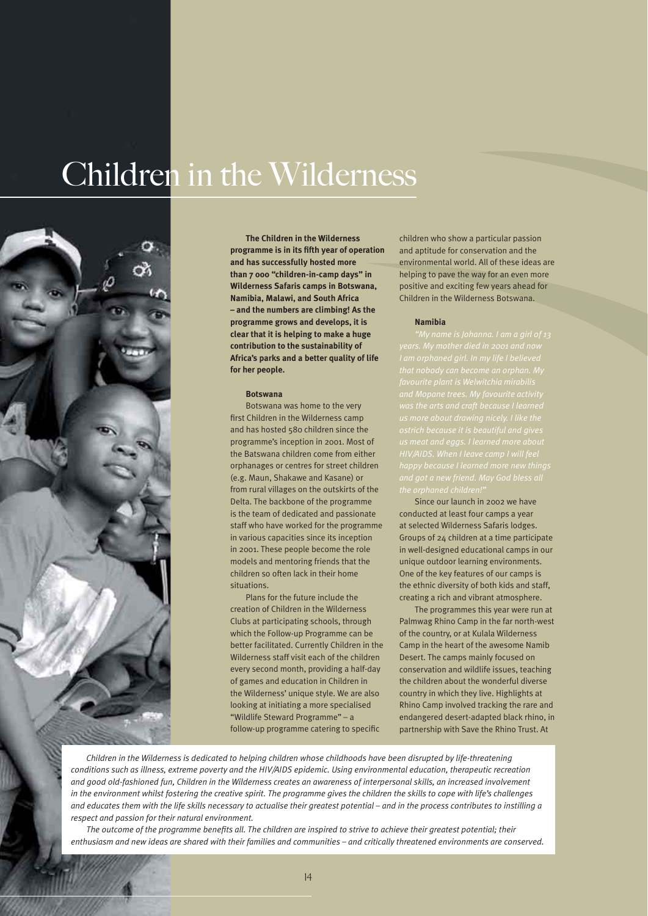# Children in the Wilderness

**The Children in the Wilderness programme is in its fifth year of operation and has successfully hosted more than 7 000 "children-in-camp days" in Wilderness Safaris camps in Botswana, Namibia, Malawi, and South Africa – and the numbers are climbing! As the programme grows and develops, it is clear that it is helping to make a huge contribution to the sustainability of Africa's parks and a better quality of life for her people.**

## Botswana

Botswana was home to the very first Children in the Wilderness camp and has hosted 580 children since the programme's inception in 2001. Most of the Batswana children come from either orphanages or centres for street children (e.g. Maun, Shakawe and Kasane) or from rural villages on the outskirts of the Delta. The backbone of the programme is the team of dedicated and passionate staff who have worked for the programme in various capacities since its inception in 2001. These people become the role models and mentoring friends that the children so often lack in their home situations.

Plans for the future include the creation of Children in the Wilderness Clubs at participating schools, through which the Follow-up Programme can be better facilitated. Currently Children in the Wilderness staff visit each of the children every second month, providing a half-day of games and education in Children in the Wilderness' unique style. We are also looking at initiating a more specialised "Wildlife Steward Programme" – a follow-up programme catering to specific children who show a particular passion and aptitude for conservation and the environmental world. All of these ideas are helping to pave the way for an even more positive and exciting few years ahead for Children in the Wilderness Botswana.

## Namibia

*"My name is Johanna. I am a girl of 13 years. My mother died in 2001 and now I am orphaned girl. In my life I believed that nobody can become an orphan. My favourite plant is Welwitchia mirabilis and Mopane trees. My favourite activity was the arts and craft because I learned us more about drawing nicely. I like the ostrich because it is beautiful and gives us meat and eggs. I learned more about HIV/AIDS. When I leave camp I will feel happy because I learned more new things and got a new friend. May God bless all the orphaned children!"*

Since our launch in 2002 we have conducted at least four camps a year at selected Wilderness Safaris lodges. Groups of 24 children at a time participate in well-designed educational camps in our unique outdoor learning environments. One of the key features of our camps is the ethnic diversity of both kids and staff, creating a rich and vibrant atmosphere.

The programmes this year were run at Palmwag Rhino Camp in the far north-west of the country, or at Kulala Wilderness Camp in the heart of the awesome Namib Desert. The camps mainly focused on conservation and wildlife issues, teaching the children about the wonderful diverse country in which they live. Highlights at Rhino Camp involved tracking the rare and endangered desert-adapted black rhino, in partnership with Save the Rhino Trust. At

*Children in the Wilderness is dedicated to helping children whose childhoods have been disrupted by life-threatening conditions such as illness, extreme poverty and the HIV/AIDS epidemic. Using environmental education, therapeutic recreation and good old-fashioned fun, Children in the Wilderness creates an awareness of interpersonal skills, an increased involvement in the environment whilst fostering the creative spirit. The programme gives the children the skills to cope with life's challenges and educates them with the life skills necessary to actualise their greatest potential – and in the process contributes to instilling a respect and passion for their natural environment.*

*The outcome of the programme benefits all. The children are inspired to strive to achieve their greatest potential; their enthusiasm and new ideas are shared with their families and communities – and critically threatened environments are conserved.*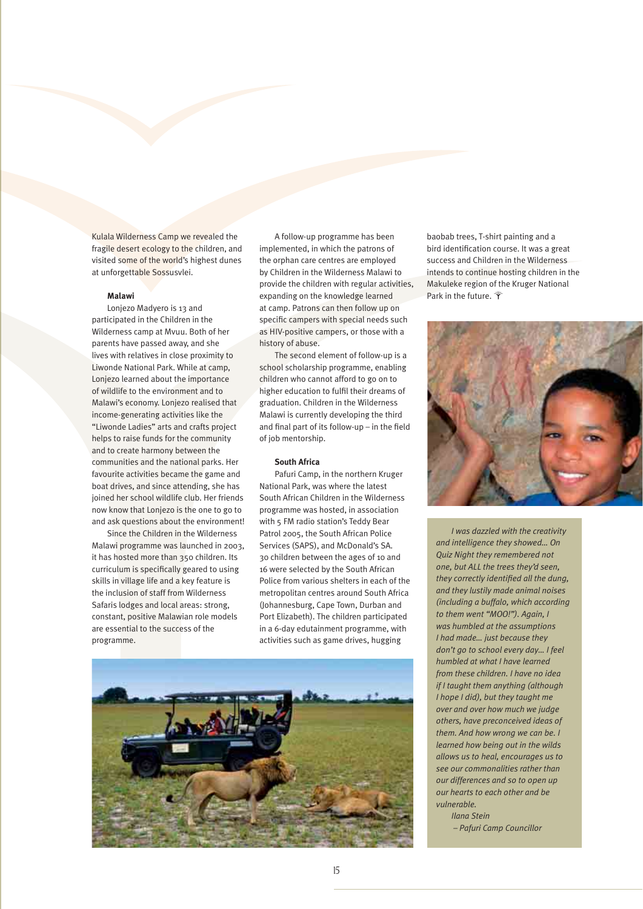Kulala Wilderness Camp we revealed the fragile desert ecology to the children, and visited some of the world's highest dunes at unforgettable Sossusvlei.

### Malawi

Lonjezo Madyero is 13 and participated in the Children in the Wilderness camp at Mvuu. Both of her parents have passed away, and she lives with relatives in close proximity to Liwonde National Park. While at camp, Lonjezo learned about the importance of wildlife to the environment and to Malawi's economy. Lonjezo realised that income-generating activities like the "Liwonde Ladies" arts and crafts project helps to raise funds for the community and to create harmony between the communities and the national parks. Her favourite activities became the game and boat drives, and since attending, she has joined her school wildlife club. Her friends now know that Lonjezo is the one to go to and ask questions about the environment!

Since the Children in the Wilderness Malawi programme was launched in 2003, it has hosted more than 350 children. Its curriculum is specifically geared to using skills in village life and a key feature is the inclusion of staff from Wilderness Safaris lodges and local areas: strong, constant, positive Malawian role models are essential to the success of the programme.

A follow-up programme has been implemented, in which the patrons of the orphan care centres are employed by Children in the Wilderness Malawi to provide the children with regular activities, expanding on the knowledge learned at camp. Patrons can then follow up on specific campers with special needs such as HIV-positive campers, or those with a history of abuse.

The second element of follow-up is a school scholarship programme, enabling children who cannot afford to go on to higher education to fulfil their dreams of graduation. Children in the Wilderness Malawi is currently developing the third and final part of its follow-up – in the field of job mentorship.

### South Africa

Pafuri Camp, in the northern Kruger National Park, was where the latest South African Children in the Wilderness programme was hosted, in association with 5 FM radio station's Teddy Bear Patrol 2005, the South African Police Services (SAPS), and McDonald's SA. 30 children between the ages of 10 and 16 were selected by the South African Police from various shelters in each of the metropolitan centres around South Africa (Johannesburg, Cape Town, Durban and Port Elizabeth). The children participated in a 6-day edutainment programme, with activities such as game drives, hugging baobab trees, T-shirt painting and a bird identification course. It was a great success and Children in the Wilderness intends to continue hosting children in the Makuleke region of the Kruger National Park in the future.

*I was dazzled with the creativity and intelligence they showed… On Quiz Night they remembered not one, but ALL the trees they'd seen, they correctly identified all the dung, and they lustily made animal noises (including a buffalo, which according to them went "MOO!"). Again, I was humbled at the assumptions I had made… just because they don't go to school every day… I feel humbled at what I have learned from these children. I have no idea if I taught them anything (although I hope I did), but they taught me over and over how much we judge others, have preconceived ideas of them. And how wrong we can be. I learned how being out in the wilds allows us to heal, encourages us to see our commonalities rather than our differences and so to open up our hearts to each other and be vulnerable.*

*Ilana Stein*
*– Pafuri Camp Councillor*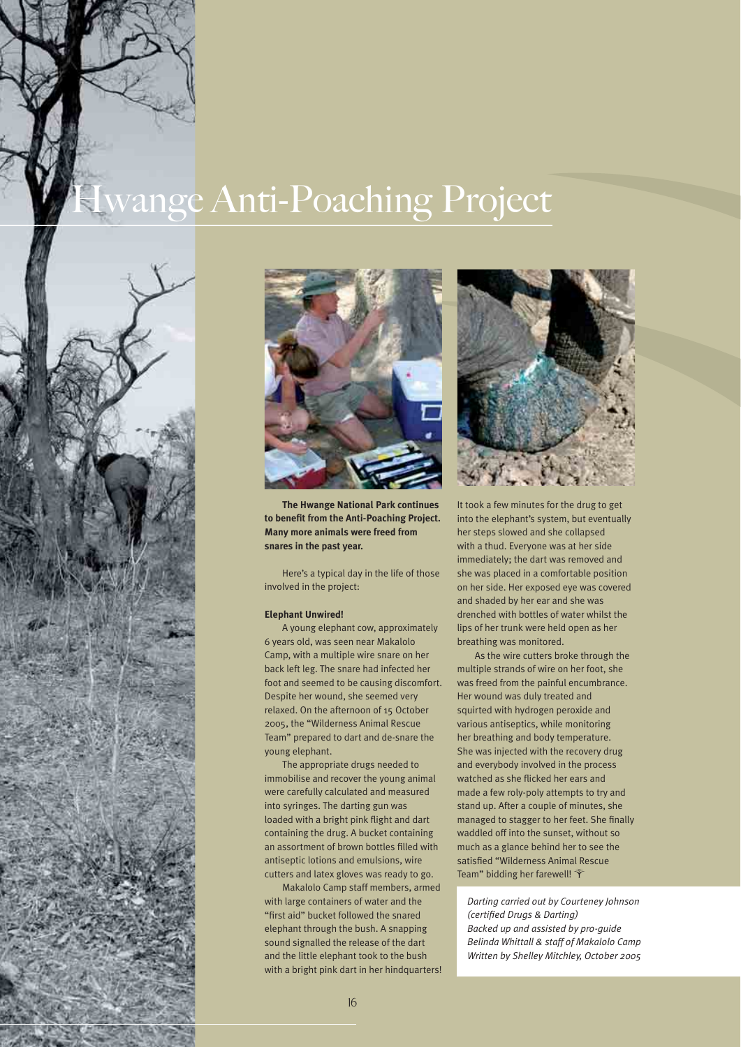# Hwange Anti-Poaching Project

**The Hwange National Park continues to benefit from the Anti-Poaching Project. Many more animals were freed from snares in the past year.**

Here's a typical day in the life of those involved in the project:

**Elephant Unwired!**

A young elephant cow, approximately 6 years old, was seen near Makalolo Camp, with a multiple wire snare on her back left leg. The snare had infected her foot and seemed to be causing discomfort. Despite her wound, she seemed very relaxed. On the afternoon of 15 October 2005, the "Wilderness Animal Rescue Team" prepared to dart and de-snare the young elephant.

The appropriate drugs needed to immobilise and recover the young animal were carefully calculated and measured into syringes. The darting gun was loaded with a bright pink flight and dart containing the drug. A bucket containing an assortment of brown bottles filled with antiseptic lotions and emulsions, wire cutters and latex gloves was ready to go.

Makalolo Camp staff members, armed with large containers of water and the "first aid" bucket followed the snared elephant through the bush. A snapping sound signalled the release of the dart and the little elephant took to the bush with a bright pink dart in her hindquarters!

It took a few minutes for the drug to get into the elephant's system, but eventually her steps slowed and she collapsed with a thud. Everyone was at her side immediately; the dart was removed and she was placed in a comfortable position on her side. Her exposed eye was covered and shaded by her ear and she was drenched with bottles of water whilst the lips of her trunk were held open as her breathing was monitored.

As the wire cutters broke through the multiple strands of wire on her foot, she was freed from the painful encumbrance. Her wound was duly treated and squirted with hydrogen peroxide and various antiseptics, while monitoring her breathing and body temperature. She was injected with the recovery drug and everybody involved in the process watched as she flicked her ears and made a few roly-poly attempts to try and stand up. After a couple of minutes, she managed to stagger to her feet. She finally waddled off into the sunset, without so much as a glance behind her to see the satisfied "Wilderness Animal Rescue Team" bidding her farewell!

*Darting carried out by Courteney Johnson (certified Drugs & Darting)*
*Backed up and assisted by pro-guide Belinda Whittall & staff of Makalolo Camp*
*Written by Shelley Mitchley, October 2005*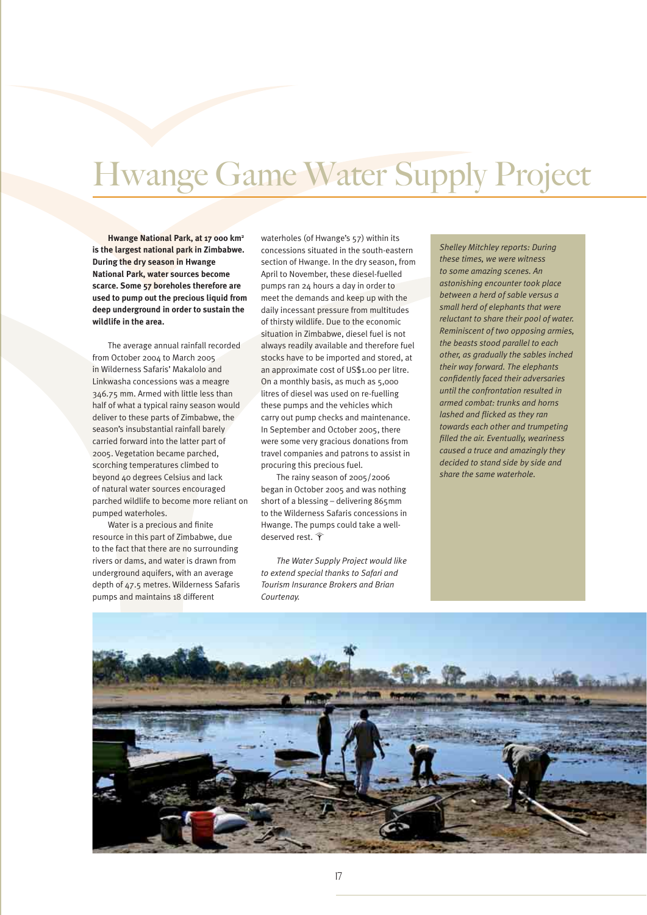# Hwange Game Water Supply Project

**Hwange National Park, at 17 000 km² is the largest national park in Zimbabwe. During the dry season in Hwange National Park, water sources become scarce. Some 57 boreholes therefore are used to pump out the precious liquid from deep underground in order to sustain the wildlife in the area.**

The average annual rainfall recorded from October 2004 to March 2005 in Wilderness Safaris' Makalolo and Linkwasha concessions was a meagre 346.75 mm. Armed with little less than half of what a typical rainy season would deliver to these parts of Zimbabwe, the season's insubstantial rainfall barely carried forward into the latter part of 2005. Vegetation became parched, scorching temperatures climbed to beyond 40 degrees Celsius and lack of natural water sources encouraged parched wildlife to become more reliant on pumped waterholes.

Water is a precious and finite resource in this part of Zimbabwe, due to the fact that there are no surrounding rivers or dams, and water is drawn from underground aquifers, with an average depth of 47.5 metres. Wilderness Safaris pumps and maintains 18 different waterholes (of Hwange's 57) within its concessions situated in the south-eastern section of Hwange. In the dry season, from April to November, these diesel-fuelled pumps ran 24 hours a day in order to meet the demands and keep up with the daily incessant pressure from multitudes of thirsty wildlife. Due to the economic situation in Zimbabwe, diesel fuel is not always readily available and therefore fuel stocks have to be imported and stored, at an approximate cost of US$1.00 per litre. On a monthly basis, as much as 5,000 litres of diesel was used on re-fuelling these pumps and the vehicles which carry out pump checks and maintenance. In September and October 2005, there were some very gracious donations from travel companies and patrons to assist in procuring this precious fuel.

The rainy season of 2005/2006 began in October 2005 and was nothing short of a blessing – delivering 865mm to the Wilderness Safaris concessions in Hwange. The pumps could take a well-deserved rest.

*The Water Supply Project would like to extend special thanks to Safari and Tourism Insurance Brokers and Brian Courtenay.*

*Shelley Mitchley reports: During these times, we were witness to some amazing scenes. An astonishing encounter took place between a herd of sable versus a small herd of elephants that were reluctant to share their pool of water. Reminiscent of two opposing armies, the beasts stood parallel to each other, as gradually the sables inched their way forward. The elephants confidently faced their adversaries until the confrontation resulted in armed combat: trunks and horns lashed and flicked as they ran towards each other and trumpeting filled the air. Eventually, weariness caused a truce and amazingly they decided to stand side by side and share the same waterhole.*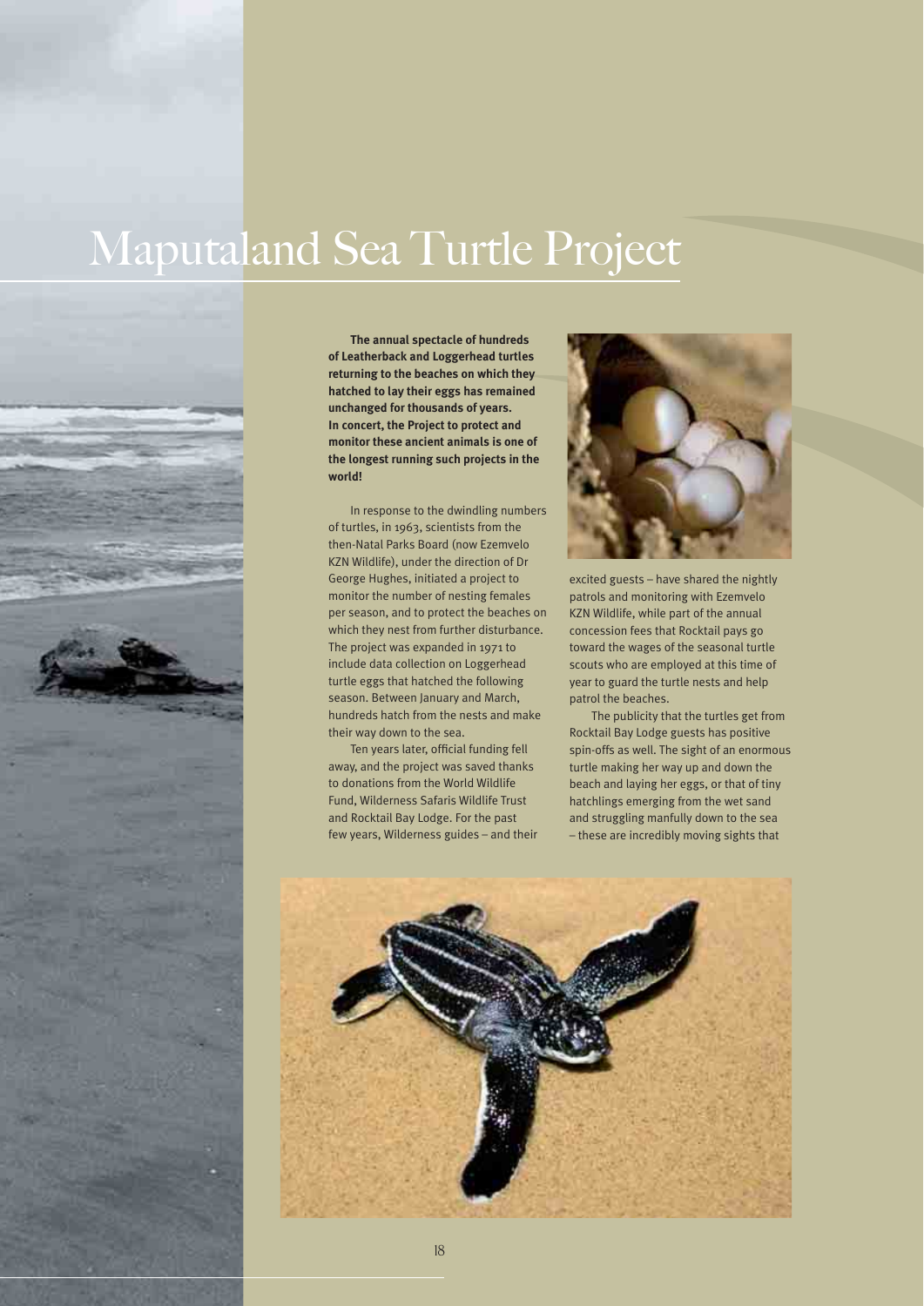# Maputaland Sea Turtle Project

**The annual spectacle of hundreds of Leatherback and Loggerhead turtles returning to the beaches on which they hatched to lay their eggs has remained unchanged for thousands of years. In concert, the Project to protect and monitor these ancient animals is one of the longest running such projects in the world!**

In response to the dwindling numbers of turtles, in 1963, scientists from the then-Natal Parks Board (now Ezemvelo KZN Wildlife), under the direction of Dr George Hughes, initiated a project to monitor the number of nesting females per season, and to protect the beaches on which they nest from further disturbance. The project was expanded in 1971 to include data collection on Loggerhead turtle eggs that hatched the following season. Between January and March, hundreds hatch from the nests and make their way down to the sea.

Ten years later, official funding fell away, and the project was saved thanks to donations from the World Wildlife Fund, Wilderness Safaris Wildlife Trust and Rocktail Bay Lodge. For the past few years, Wilderness guides – and their excited guests – have shared the nightly patrols and monitoring with Ezemvelo KZN Wildlife, while part of the annual concession fees that Rocktail pays go toward the wages of the seasonal turtle scouts who are employed at this time of year to guard the turtle nests and help patrol the beaches.

The publicity that the turtles get from Rocktail Bay Lodge guests has positive spin-offs as well. The sight of an enormous turtle making her way up and down the beach and laying her eggs, or that of tiny hatchlings emerging from the wet sand and struggling manfully down to the sea – these are incredibly moving sights that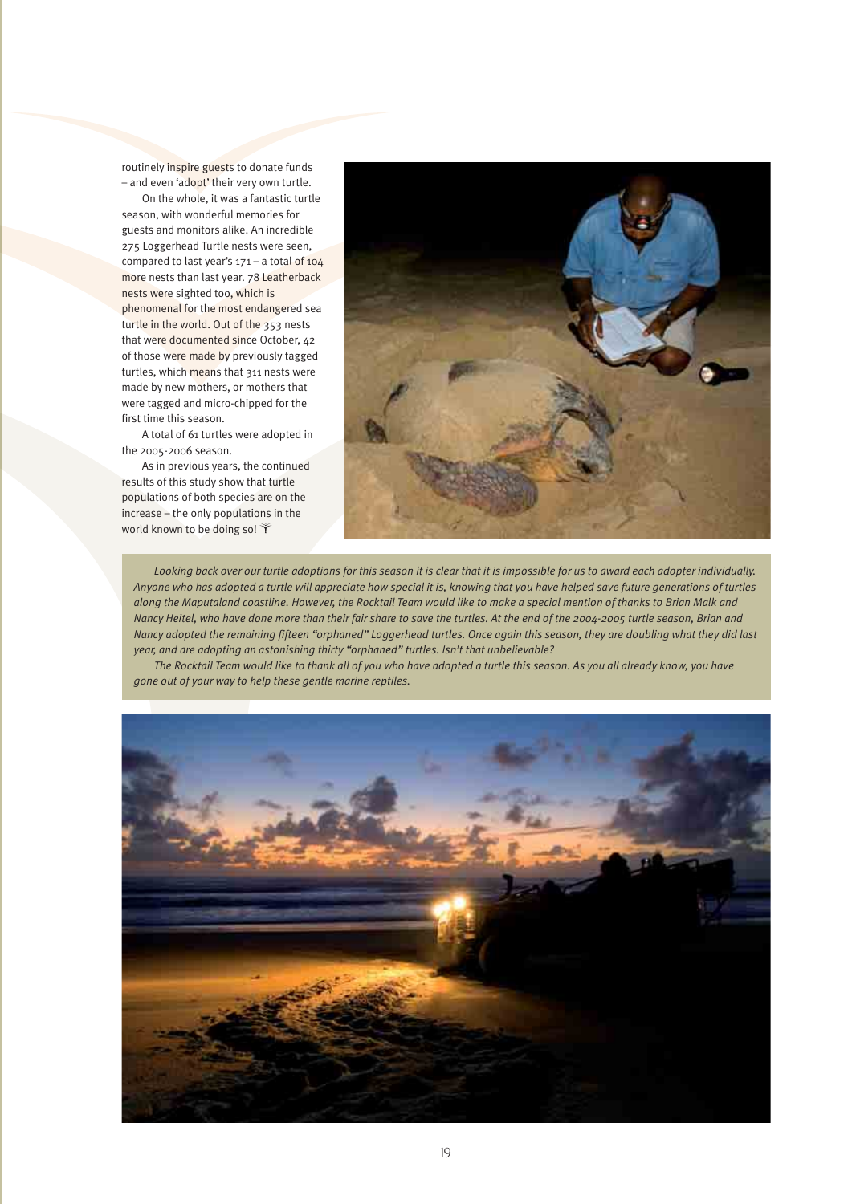routinely inspire guests to donate funds – and even 'adopt' their very own turtle.

On the whole, it was a fantastic turtle season, with wonderful memories for guests and monitors alike. An incredible 275 Loggerhead Turtle nests were seen, compared to last year's 171 – a total of 104 more nests than last year. 78 Leatherback nests were sighted too, which is phenomenal for the most endangered sea turtle in the world. Out of the 353 nests that were documented since October, 42 of those were made by previously tagged turtles, which means that 311 nests were made by new mothers, or mothers that were tagged and micro-chipped for the first time this season.

A total of 61 turtles were adopted in the 2005-2006 season.

As in previous years, the continued results of this study show that turtle populations of both species are on the increase – the only populations in the world known to be doing so!

*Looking back over our turtle adoptions for this season it is clear that it is impossible for us to award each adopter individually. Anyone who has adopted a turtle will appreciate how special it is, knowing that you have helped save future generations of turtles along the Maputaland coastline. However, the Rocktail Team would like to make a special mention of thanks to Brian Malk and Nancy Heitel, who have done more than their fair share to save the turtles. At the end of the 2004-2005 turtle season, Brian and Nancy adopted the remaining fifteen "orphaned" Loggerhead turtles. Once again this season, they are doubling what they did last year, and are adopting an astonishing thirty "orphaned" turtles. Isn't that unbelievable?*

*The Rocktail Team would like to thank all of you who have adopted a turtle this season. As you all already know, you have gone out of your way to help these gentle marine reptiles.*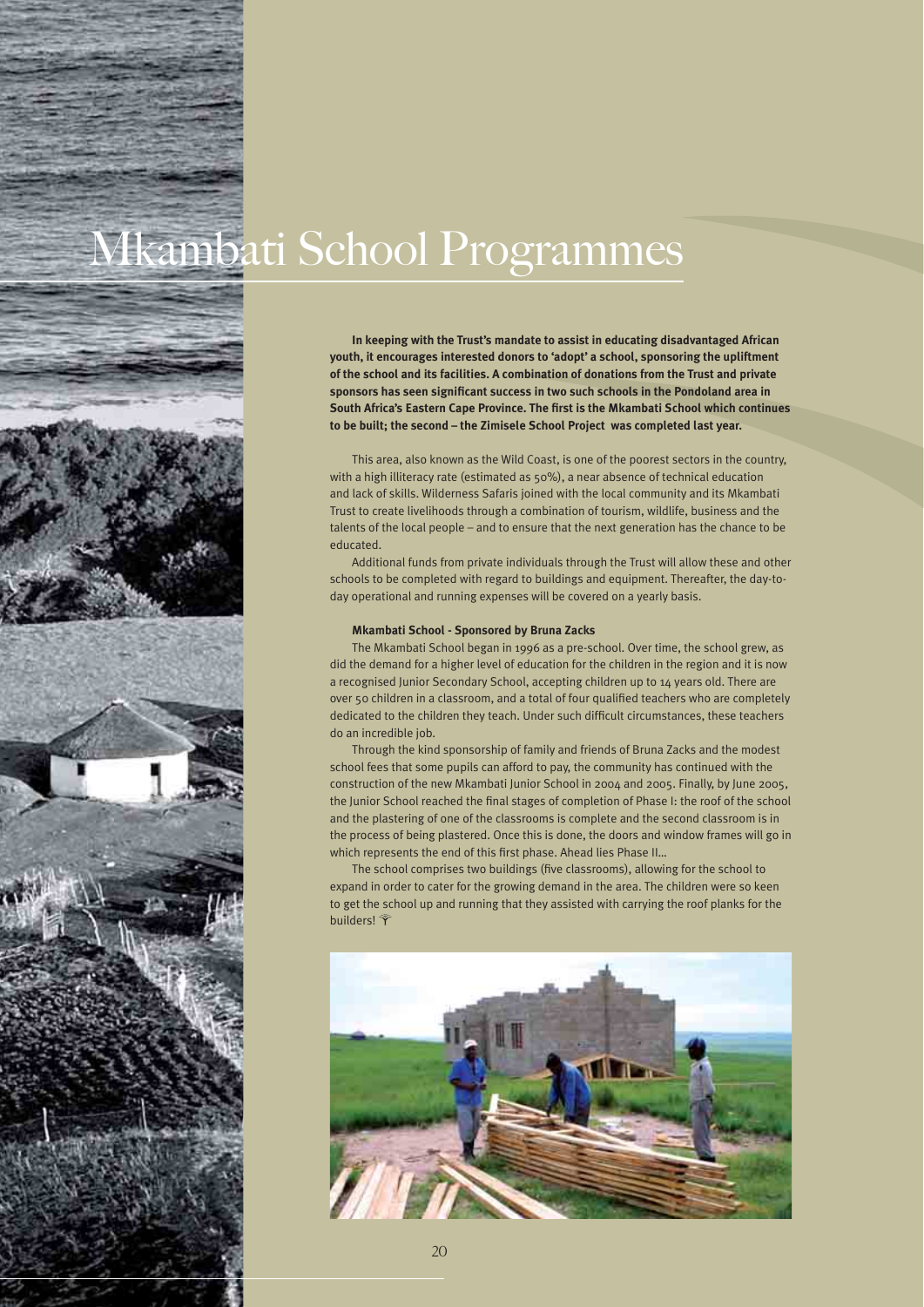# Mkambati School Programmes

**In keeping with the Trust's mandate to assist in educating disadvantaged African youth, it encourages interested donors to 'adopt' a school, sponsoring the upliftment of the school and its facilities. A combination of donations from the Trust and private sponsors has seen significant success in two such schools in the Pondoland area in South Africa's Eastern Cape Province. The first is the Mkambati School which continues to be built; the second – the Zimisele School Project was completed last year.**

This area, also known as the Wild Coast, is one of the poorest sectors in the country, with a high illiteracy rate (estimated as 50%), a near absence of technical education and lack of skills. Wilderness Safaris joined with the local community and its Mkambati Trust to create livelihoods through a combination of tourism, wildlife, business and the talents of the local people – and to ensure that the next generation has the chance to be educated.

Additional funds from private individuals through the Trust will allow these and other schools to be completed with regard to buildings and equipment. Thereafter, the day-to-day operational and running expenses will be covered on a yearly basis.

**Mkambati School - Sponsored by Bruna Zacks**

The Mkambati School began in 1996 as a pre-school. Over time, the school grew, as did the demand for a higher level of education for the children in the region and it is now a recognised Junior Secondary School, accepting children up to 14 years old. There are over 50 children in a classroom, and a total of four qualified teachers who are completely dedicated to the children they teach. Under such difficult circumstances, these teachers do an incredible job.

Through the kind sponsorship of family and friends of Bruna Zacks and the modest school fees that some pupils can afford to pay, the community has continued with the construction of the new Mkambati Junior School in 2004 and 2005. Finally, by June 2005, the Junior School reached the final stages of completion of Phase I: the roof of the school and the plastering of one of the classrooms is complete and the second classroom is in the process of being plastered. Once this is done, the doors and window frames will go in which represents the end of this first phase. Ahead lies Phase II...

The school comprises two buildings (five classrooms), allowing for the school to expand in order to cater for the growing demand in the area. The children were so keen to get the school up and running that they assisted with carrying the roof planks for the builders!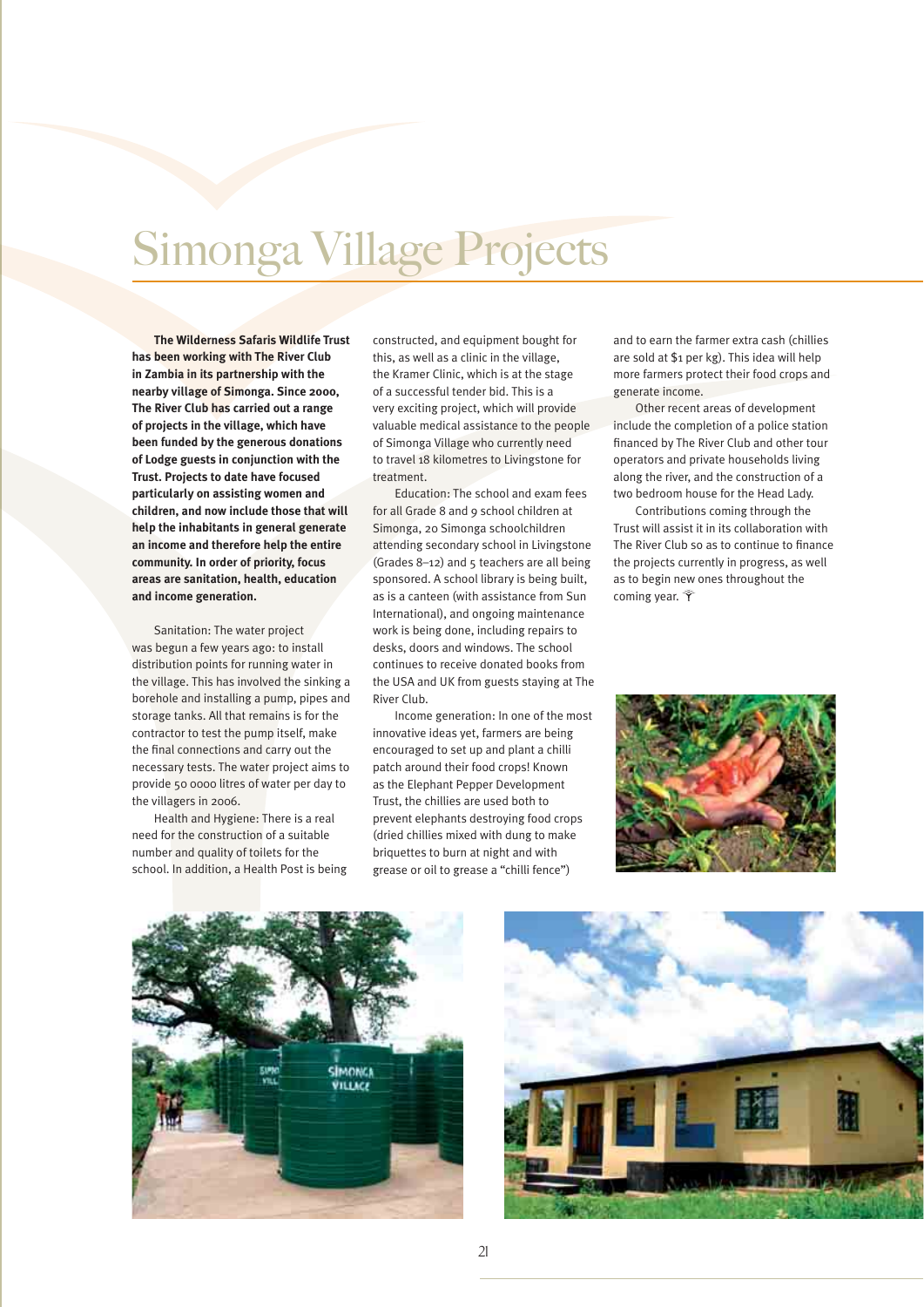# Simonga Village Projects

**The Wilderness Safaris Wildlife Trust has been working with The River Club in Zambia in its partnership with the nearby village of Simonga. Since 2000, The River Club has carried out a range of projects in the village, which have been funded by the generous donations of Lodge guests in conjunction with the Trust. Projects to date have focused particularly on assisting women and children, and now include those that will help the inhabitants in general generate an income and therefore help the entire community. In order of priority, focus areas are sanitation, health, education and income generation.**

Sanitation: The water project was begun a few years ago: to install distribution points for running water in the village. This has involved the sinking a borehole and installing a pump, pipes and storage tanks. All that remains is for the contractor to test the pump itself, make the final connections and carry out the necessary tests. The water project aims to provide 50 0000 litres of water per day to the villagers in 2006.

Health and Hygiene: There is a real need for the construction of a suitable number and quality of toilets for the school. In addition, a Health Post is being constructed, and equipment bought for this, as well as a clinic in the village, the Kramer Clinic, which is at the stage of a successful tender bid. This is a very exciting project, which will provide valuable medical assistance to the people of Simonga Village who currently need to travel 18 kilometres to Livingstone for treatment.

Education: The school and exam fees for all Grade 8 and 9 school children at Simonga, 20 Simonga schoolchildren attending secondary school in Livingstone (Grades 8–12) and 5 teachers are all being sponsored. A school library is being built, as is a canteen (with assistance from Sun International), and ongoing maintenance work is being done, including repairs to desks, doors and windows. The school continues to receive donated books from the USA and UK from guests staying at The River Club.

Income generation: In one of the most innovative ideas yet, farmers are being encouraged to set up and plant a chilli patch around their food crops! Known as the Elephant Pepper Development Trust, the chillies are used both to prevent elephants destroying food crops (dried chillies mixed with dung to make briquettes to burn at night and with grease or oil to grease a "chilli fence") and to earn the farmer extra cash (chillies are sold at $1 per kg). This idea will help more farmers protect their food crops and generate income.

Other recent areas of development include the completion of a police station financed by The River Club and other tour operators and private households living along the river, and the construction of a two bedroom house for the Head Lady.

Contributions coming through the Trust will assist it in its collaboration with The River Club so as to continue to finance the projects currently in progress, as well as to begin new ones throughout the coming year.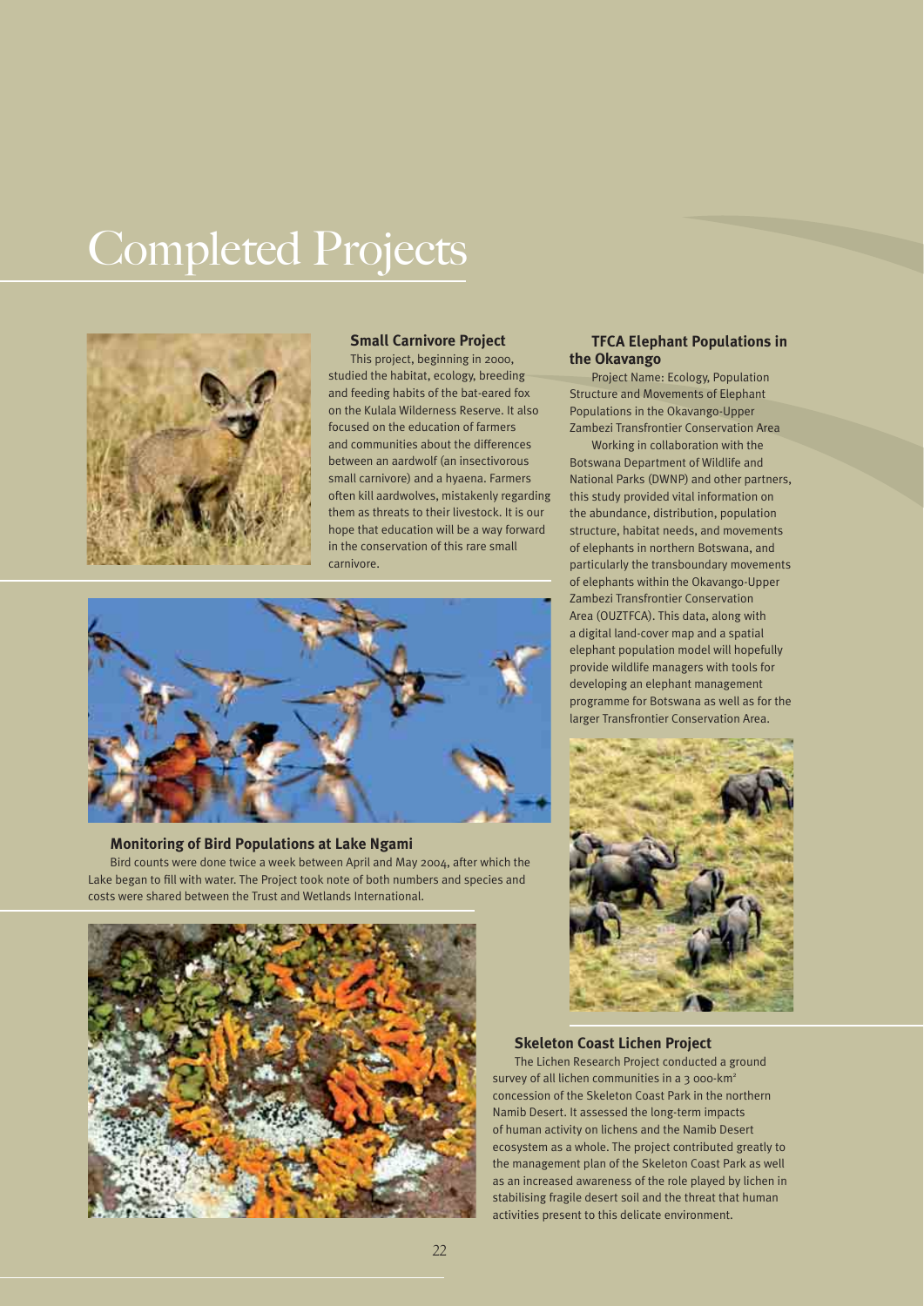# Completed Projects

### Small Carnivore Project

This project, beginning in 2000, studied the habitat, ecology, breeding and feeding habits of the bat-eared fox on the Kulala Wilderness Reserve. It also focused on the education of farmers and communities about the differences between an aardwolf (an insectivorous small carnivore) and a hyaena. Farmers often kill aardwolves, mistakenly regarding them as threats to their livestock. It is our hope that education will be a way forward in the conservation of this rare small carnivore.

### TFCA Elephant Populations in the Okavango

Project Name: Ecology, Population Structure and Movements of Elephant Populations in the Okavango-Upper Zambezi Transfrontier Conservation Area

Working in collaboration with the Botswana Department of Wildlife and National Parks (DWNP) and other partners, this study provided vital information on the abundance, distribution, population structure, habitat needs, and movements of elephants in northern Botswana, and particularly the transboundary movements of elephants within the Okavango-Upper Zambezi Transfrontier Conservation Area (OUZTFCA). This data, along with a digital land-cover map and a spatial elephant population model will hopefully provide wildlife managers with tools for developing an elephant management programme for Botswana as well as for the larger Transfrontier Conservation Area.

### Monitoring of Bird Populations at Lake Ngami

Bird counts were done twice a week between April and May 2004, after which the Lake began to fill with water. The Project took note of both numbers and species and costs were shared between the Trust and Wetlands International.

### Skeleton Coast Lichen Project

The Lichen Research Project conducted a ground survey of all lichen communities in a 3 000-km$^2$ concession of the Skeleton Coast Park in the northern Namib Desert. It assessed the long-term impacts of human activity on lichens and the Namib Desert ecosystem as a whole. The project contributed greatly to the management plan of the Skeleton Coast Park as well as an increased awareness of the role played by lichen in stabilising fragile desert soil and the threat that human activities present to this delicate environment.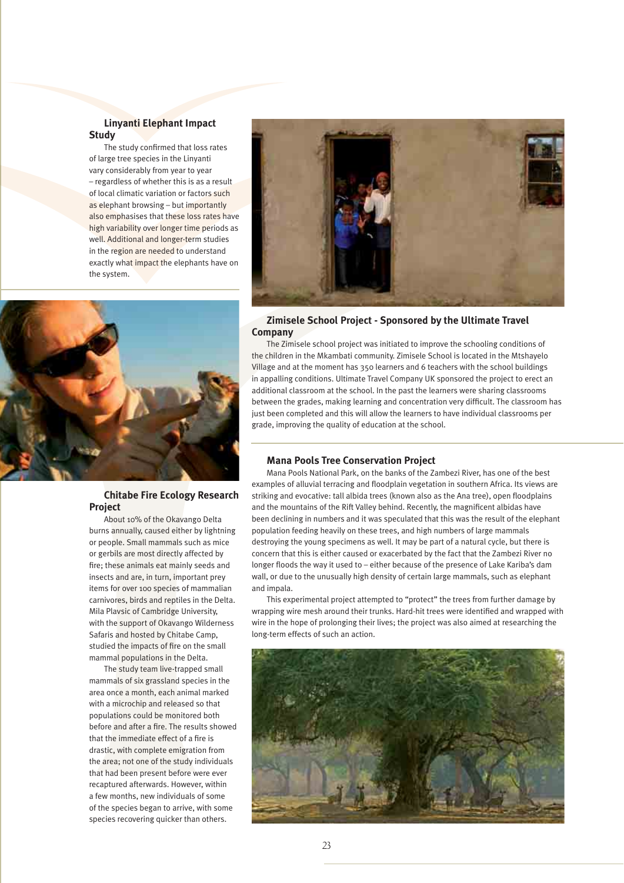## Linyanti Elephant Impact Study

The study confirmed that loss rates of large tree species in the Linyanti vary considerably from year to year – regardless of whether this is as a result of local climatic variation or factors such as elephant browsing – but importantly also emphasises that these loss rates have high variability over longer time periods as well. Additional and longer-term studies in the region are needed to understand exactly what impact the elephants have on the system.

## Chitabe Fire Ecology Research Project

About 10% of the Okavango Delta burns annually, caused either by lightning or people. Small mammals such as mice or gerbils are most directly affected by fire; these animals eat mainly seeds and insects and are, in turn, important prey items for over 100 species of mammalian carnivores, birds and reptiles in the Delta. Mila Plavsic of Cambridge University, with the support of Okavango Wilderness Safaris and hosted by Chitabe Camp, studied the impacts of fire on the small mammal populations in the Delta.

The study team live-trapped small mammals of six grassland species in the area once a month, each animal marked with a microchip and released so that populations could be monitored both before and after a fire. The results showed that the immediate effect of a fire is drastic, with complete emigration from the area; not one of the study individuals that had been present before were ever recaptured afterwards. However, within a few months, new individuals of some of the species began to arrive, with some species recovering quicker than others.

## Zimisele School Project - Sponsored by the Ultimate Travel Company

The Zimisele school project was initiated to improve the schooling conditions of the children in the Mkambati community. Zimisele School is located in the Mtshayelo Village and at the moment has 350 learners and 6 teachers with the school buildings in appalling conditions. Ultimate Travel Company UK sponsored the project to erect an additional classroom at the school. In the past the learners were sharing classrooms between the grades, making learning and concentration very difficult. The classroom has just been completed and this will allow the learners to have individual classrooms per grade, improving the quality of education at the school.

## Mana Pools Tree Conservation Project

Mana Pools National Park, on the banks of the Zambezi River, has one of the best examples of alluvial terracing and floodplain vegetation in southern Africa. Its views are striking and evocative: tall albida trees (known also as the Ana tree), open floodplains and the mountains of the Rift Valley behind. Recently, the magnificent albidas have been declining in numbers and it was speculated that this was the result of the elephant population feeding heavily on these trees, and high numbers of large mammals destroying the young specimens as well. It may be part of a natural cycle, but there is concern that this is either caused or exacerbated by the fact that the Zambezi River no longer floods the way it used to – either because of the presence of Lake Kariba's dam wall, or due to the unusually high density of certain large mammals, such as elephant and impala.

This experimental project attempted to "protect" the trees from further damage by wrapping wire mesh around their trunks. Hard-hit trees were identified and wrapped with wire in the hope of prolonging their lives; the project was also aimed at researching the long-term effects of such an action.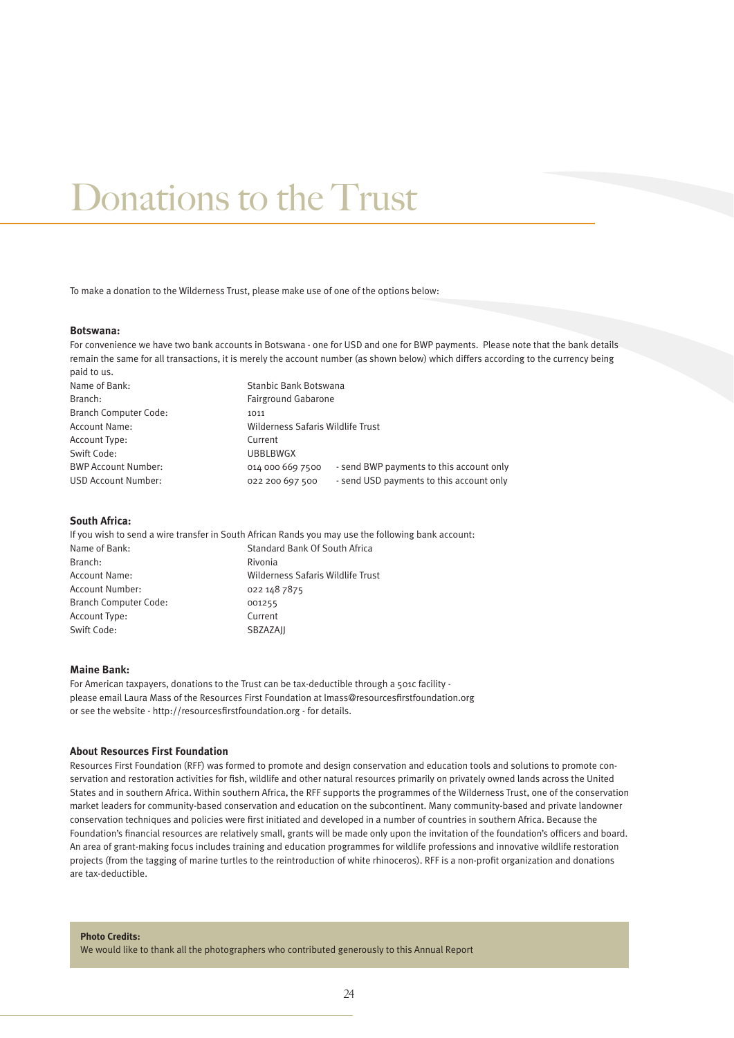# Donations to the Trust

To make a donation to the Wilderness Trust, please make use of one of the options below:

**Botswana:**

For convenience we have two bank accounts in Botswana - one for USD and one for BWP payments. Please note that the bank details remain the same for all transactions, it is merely the account number (as shown below) which differs according to the currency being paid to us.

| | | |
|---|---|---|
| Name of Bank: | Stanbic Bank Botswana | |
| Branch: | Fairground Gabarone | |
| Branch Computer Code: | 1011 | |
| Account Name: | Wilderness Safaris Wildlife Trust | |
| Account Type: | Current | |
| Swift Code: | UBBLBWGX | |
| BWP Account Number: | 014 000 669 7500 | - send BWP payments to this account only |
| USD Account Number: | 022 200 697 500 | - send USD payments to this account only |

**South Africa:**

If you wish to send a wire transfer in South African Rands you may use the following bank account:

| | |
|---|---|
| Name of Bank: | Standard Bank Of South Africa |
| Branch: | Rivonia |
| Account Name: | Wilderness Safaris Wildlife Trust |
| Account Number: | 022 148 7875 |
| Branch Computer Code: | 001255 |
| Account Type: | Current |
| Swift Code: | SBZAZAJJ |

**Maine Bank:**

For American taxpayers, donations to the Trust can be tax-deductible through a 501c facility - please email Laura Mass of the Resources First Foundation at lmass@resourcesfirstfoundation.org or see the website - http://resourcesfirstfoundation.org - for details.

**About Resources First Foundation**

Resources First Foundation (RFF) was formed to promote and design conservation and education tools and solutions to promote conservation and restoration activities for fish, wildlife and other natural resources primarily on privately owned lands across the United States and in southern Africa. Within southern Africa, the RFF supports the programmes of the Wilderness Trust, one of the conservation market leaders for community-based conservation and education on the subcontinent. Many community-based and private landowner conservation techniques and policies were first initiated and developed in a number of countries in southern Africa. Because the Foundation's financial resources are relatively small, grants will be made only upon the invitation of the foundation's officers and board. An area of grant-making focus includes training and education programmes for wildlife professions and innovative wildlife restoration projects (from the tagging of marine turtles to the reintroduction of white rhinoceros). RFF is a non-profit organization and donations are tax-deductible.

**Photo Credits:**

We would like to thank all the photographers who contributed generously to this Annual Report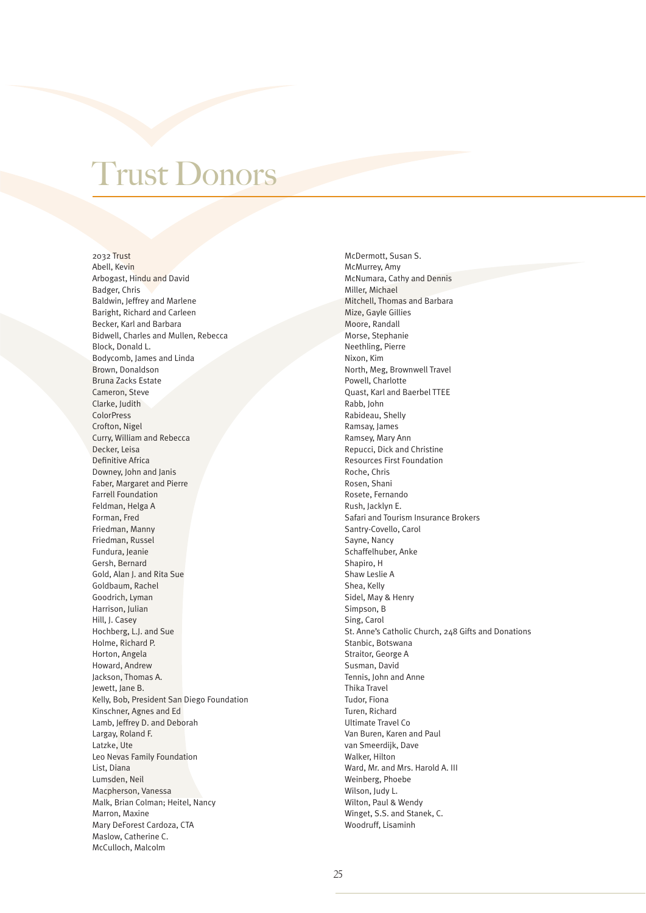# Trust Donors

2032 Trust
Abell, Kevin
Arbogast, Hindu and David
Badger, Chris
Baldwin, Jeffrey and Marlene
Baright, Richard and Carleen
Becker, Karl and Barbara
Bidwell, Charles and Mullen, Rebecca
Block, Donald L.
Bodycomb, James and Linda
Brown, Donaldson
Bruna Zacks Estate
Cameron, Steve
Clarke, Judith
ColorPress
Crofton, Nigel
Curry, William and Rebecca
Decker, Leisa
Definitive Africa
Downey, John and Janis
Faber, Margaret and Pierre
Farrell Foundation
Feldman, Helga A
Forman, Fred
Friedman, Manny
Friedman, Russel
Fundura, Jeanie
Gersh, Bernard
Gold, Alan J. and Rita Sue
Goldbaum, Rachel
Goodrich, Lyman
Harrison, Julian
Hill, J. Casey
Hochberg, L.J. and Sue
Holme, Richard P.
Horton, Angela
Howard, Andrew
Jackson, Thomas A.
Jewett, Jane B.
Kelly, Bob, President San Diego Foundation
Kinschner, Agnes and Ed
Lamb, Jeffrey D. and Deborah
Largay, Roland F.
Latzke, Ute
Leo Nevas Family Foundation
List, Diana
Lumsden, Neil
Macpherson, Vanessa
Malk, Brian Colman; Heitel, Nancy
Marron, Maxine
Mary DeForest Cardoza, CTA
Maslow, Catherine C.
McCulloch, Malcolm
McDermott, Susan S.
McMurrey, Amy
McNumara, Cathy and Dennis
Miller, Michael
Mitchell, Thomas and Barbara
Mize, Gayle Gillies
Moore, Randall
Morse, Stephanie
Neethling, Pierre
Nixon, Kim
North, Meg, Brownwell Travel
Powell, Charlotte
Quast, Karl and Baerbel TTEE
Rabb, John
Rabideau, Shelly
Ramsay, James
Ramsey, Mary Ann
Repucci, Dick and Christine
Resources First Foundation
Roche, Chris
Rosen, Shani
Rosete, Fernando
Rush, Jacklyn E.
Safari and Tourism Insurance Brokers
Santry-Covello, Carol
Sayne, Nancy
Schaffelhuber, Anke
Shapiro, H
Shaw Leslie A
Shea, Kelly
Sidel, May & Henry
Simpson, B
Sing, Carol
St. Anne's Catholic Church, 248 Gifts and Donations
Stanbic, Botswana
Straitor, George A
Susman, David
Tennis, John and Anne
Thika Travel
Tudor, Fiona
Turen, Richard
Ultimate Travel Co
Van Buren, Karen and Paul
van Smeerdijk, Dave
Walker, Hilton
Ward, Mr. and Mrs. Harold A. III
Weinberg, Phoebe
Wilson, Judy L.
Wilton, Paul & Wendy
Winget, S.S. and Stanek, C.
Woodruff, Lisaminh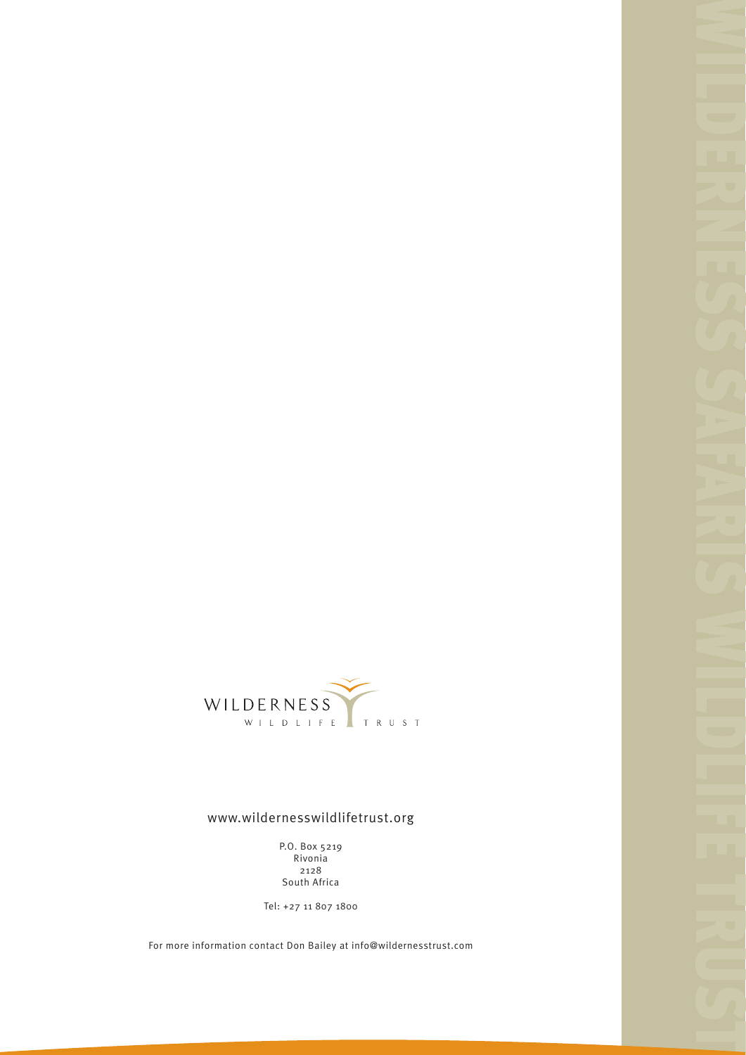WILDERNESS WILDLIFE TRUST

www.wildernesswildlifetrust.org

P.O. Box 5219
Rivonia
2128
South Africa

Tel: +27 11 807 1800

For more information contact Don Bailey at info@wildernesstrust.com

WILDERNESS SAFARIS WILDLIFE TRUST